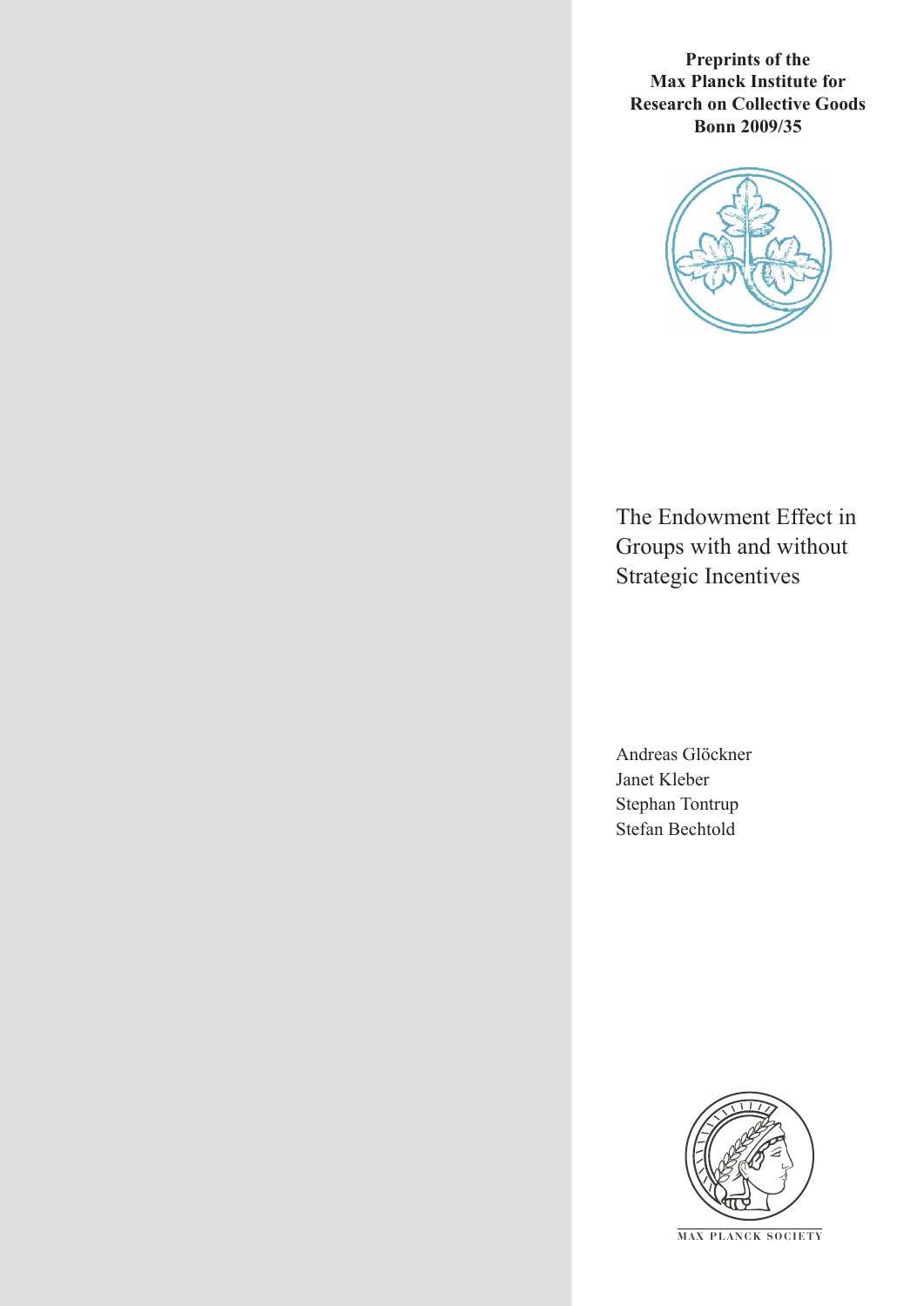**Preprints of the Max Planck Institute for Research on Collective Goods Bonn 2009/35**

# The Endowment Effect in Groups with and without Strategic Incentives

Andreas Glöckner
Janet Kleber
Stephan Tontrup
Stefan Bechtold

MAX PLANCK SOCIETY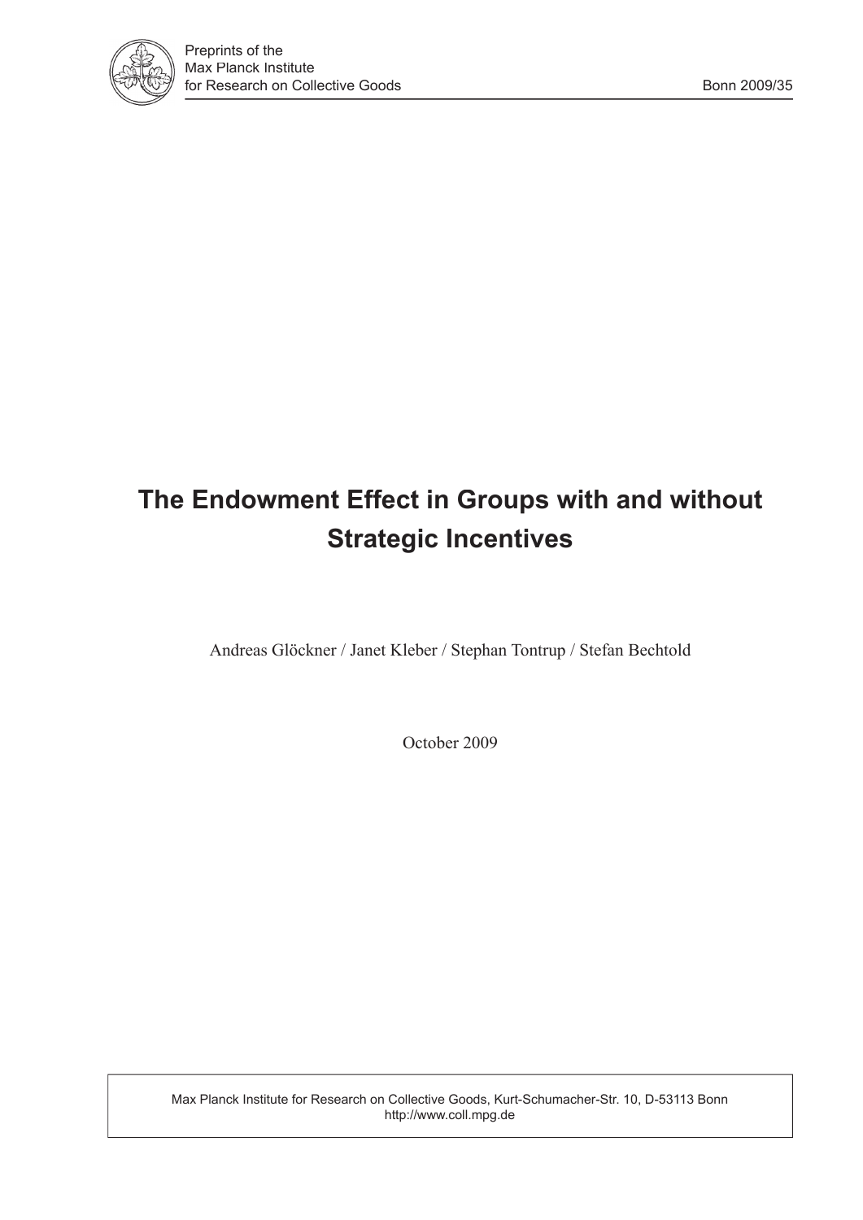# The Endowment Effect in Groups with and without Strategic Incentives

Andreas Glöckner / Janet Kleber / Stephan Tontrup / Stefan Bechtold

October 2009

Max Planck Institute for Research on Collective Goods, Kurt-Schumacher-Str. 10, D-53113 Bonn
http://www.coll.mpg.de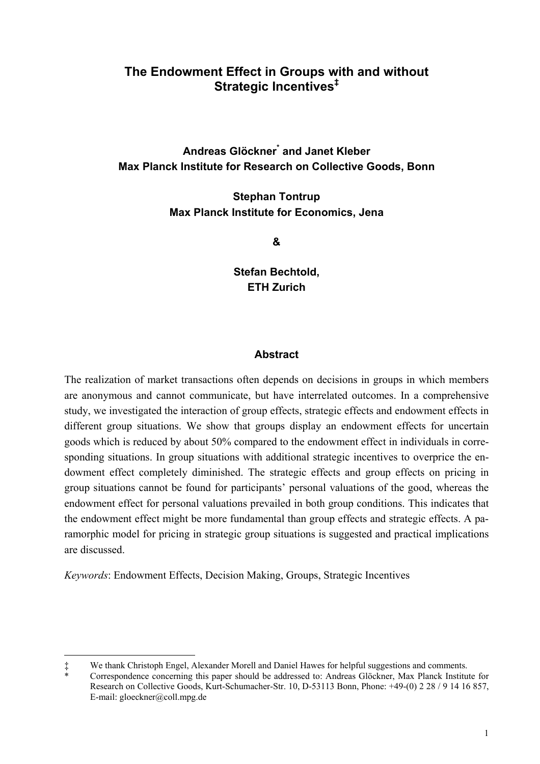# The Endowment Effect in Groups with and without Strategic Incentives[‡]

**Andreas Glöckner[*] and Janet Kleber**
**Max Planck Institute for Research on Collective Goods, Bonn**

**Stephan Tontrup**
**Max Planck Institute for Economics, Jena**

**&**

**Stefan Bechtold,**
**ETH Zurich**

## Abstract

The realization of market transactions often depends on decisions in groups in which members are anonymous and cannot communicate, but have interrelated outcomes. In a comprehensive study, we investigated the interaction of group effects, strategic effects and endowment effects in different group situations. We show that groups display an endowment effects for uncertain goods which is reduced by about 50% compared to the endowment effect in individuals in corresponding situations. In group situations with additional strategic incentives to overprice the endowment effect completely diminished. The strategic effects and group effects on pricing in group situations cannot be found for participants' personal valuations of the good, whereas the endowment effect for personal valuations prevailed in both group conditions. This indicates that the endowment effect might be more fundamental than group effects and strategic effects. A paramorphic model for pricing in strategic group situations is suggested and practical implications are discussed.

*Keywords*: Endowment Effects, Decision Making, Groups, Strategic Incentives

---

‡ We thank Christoph Engel, Alexander Morell and Daniel Hawes for helpful suggestions and comments.

\* Correspondence concerning this paper should be addressed to: Andreas Glöckner, Max Planck Institute for Research on Collective Goods, Kurt-Schumacher-Str. 10, D-53113 Bonn, Phone: +49-(0) 2 28 / 9 14 16 857, E-mail: gloeckner@coll.mpg.de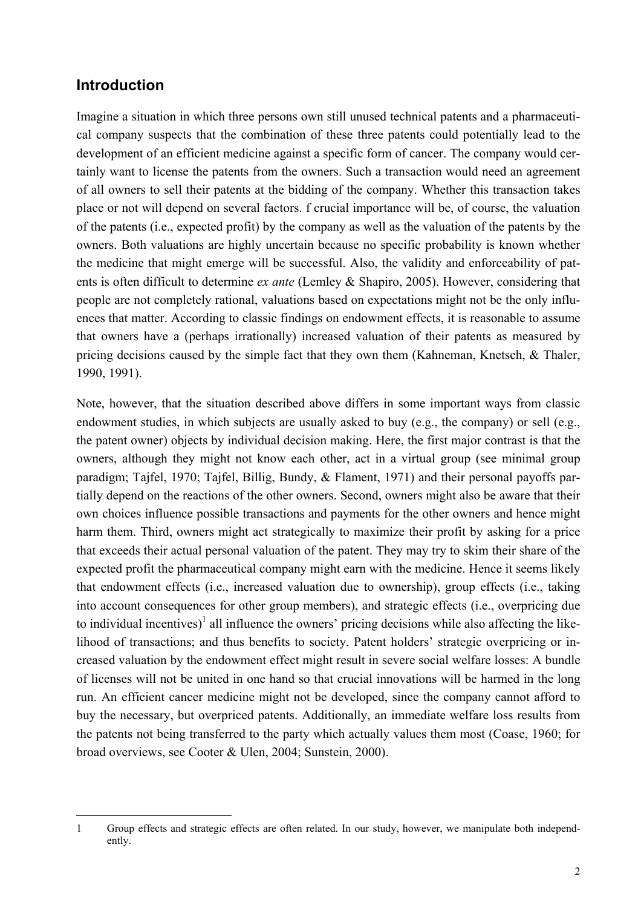## Introduction

Imagine a situation in which three persons own still unused technical patents and a pharmaceutical company suspects that the combination of these three patents could potentially lead to the development of an efficient medicine against a specific form of cancer. The company would certainly want to license the patents from the owners. Such a transaction would need an agreement of all owners to sell their patents at the bidding of the company. Whether this transaction takes place or not will depend on several factors. f crucial importance will be, of course, the valuation of the patents (i.e., expected profit) by the company as well as the valuation of the patents by the owners. Both valuations are highly uncertain because no specific probability is known whether the medicine that might emerge will be successful. Also, the validity and enforceability of patents is often difficult to determine *ex ante* (Lemley & Shapiro, 2005). However, considering that people are not completely rational, valuations based on expectations might not be the only influences that matter. According to classic findings on endowment effects, it is reasonable to assume that owners have a (perhaps irrationally) increased valuation of their patents as measured by pricing decisions caused by the simple fact that they own them (Kahneman, Knetsch, & Thaler, 1990, 1991).

Note, however, that the situation described above differs in some important ways from classic endowment studies, in which subjects are usually asked to buy (e.g., the company) or sell (e.g., the patent owner) objects by individual decision making. Here, the first major contrast is that the owners, although they might not know each other, act in a virtual group (see minimal group paradigm; Tajfel, 1970; Tajfel, Billig, Bundy, & Flament, 1971) and their personal payoffs partially depend on the reactions of the other owners. Second, owners might also be aware that their own choices influence possible transactions and payments for the other owners and hence might harm them. Third, owners might act strategically to maximize their profit by asking for a price that exceeds their actual personal valuation of the patent. They may try to skim their share of the expected profit the pharmaceutical company might earn with the medicine. Hence it seems likely that endowment effects (i.e., increased valuation due to ownership), group effects (i.e., taking into account consequences for other group members), and strategic effects (i.e., overpricing due to individual incentives)[1] all influence the owners' pricing decisions while also affecting the likelihood of transactions; and thus benefits to society. Patent holders' strategic overpricing or increased valuation by the endowment effect might result in severe social welfare losses: A bundle of licenses will not be united in one hand so that crucial innovations will be harmed in the long run. An efficient cancer medicine might not be developed, since the company cannot afford to buy the necessary, but overpriced patents. Additionally, an immediate welfare loss results from the patents not being transferred to the party which actually values them most (Coase, 1960; for broad overviews, see Cooter & Ulen, 2004; Sunstein, 2000).

---

1 Group effects and strategic effects are often related. In our study, however, we manipulate both independently.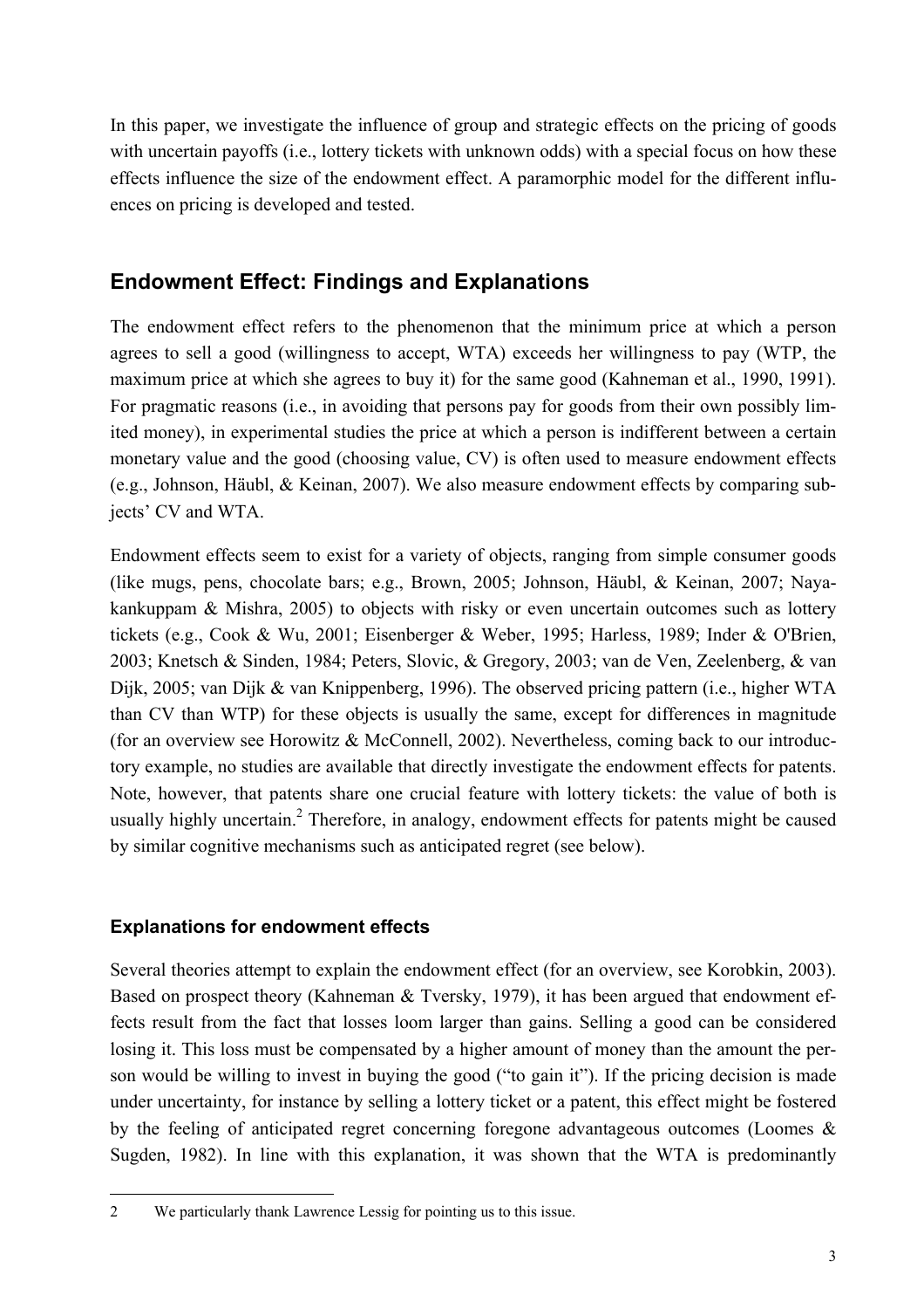In this paper, we investigate the influence of group and strategic effects on the pricing of goods with uncertain payoffs (i.e., lottery tickets with unknown odds) with a special focus on how these effects influence the size of the endowment effect. A paramorphic model for the different influences on pricing is developed and tested.

## Endowment Effect: Findings and Explanations

The endowment effect refers to the phenomenon that the minimum price at which a person agrees to sell a good (willingness to accept, WTA) exceeds her willingness to pay (WTP, the maximum price at which she agrees to buy it) for the same good (Kahneman et al., 1990, 1991). For pragmatic reasons (i.e., in avoiding that persons pay for goods from their own possibly limited money), in experimental studies the price at which a person is indifferent between a certain monetary value and the good (choosing value, CV) is often used to measure endowment effects (e.g., Johnson, Häubl, & Keinan, 2007). We also measure endowment effects by comparing subjects' CV and WTA.

Endowment effects seem to exist for a variety of objects, ranging from simple consumer goods (like mugs, pens, chocolate bars; e.g., Brown, 2005; Johnson, Häubl, & Keinan, 2007; Nayakankuppam & Mishra, 2005) to objects with risky or even uncertain outcomes such as lottery tickets (e.g., Cook & Wu, 2001; Eisenberger & Weber, 1995; Harless, 1989; Inder & O'Brien, 2003; Knetsch & Sinden, 1984; Peters, Slovic, & Gregory, 2003; van de Ven, Zeelenberg, & van Dijk, 2005; van Dijk & van Knippenberg, 1996). The observed pricing pattern (i.e., higher WTA than CV than WTP) for these objects is usually the same, except for differences in magnitude (for an overview see Horowitz & McConnell, 2002). Nevertheless, coming back to our introductory example, no studies are available that directly investigate the endowment effects for patents. Note, however, that patents share one crucial feature with lottery tickets: the value of both is usually highly uncertain.[2] Therefore, in analogy, endowment effects for patents might be caused by similar cognitive mechanisms such as anticipated regret (see below).

### Explanations for endowment effects

Several theories attempt to explain the endowment effect (for an overview, see Korobkin, 2003). Based on prospect theory (Kahneman & Tversky, 1979), it has been argued that endowment effects result from the fact that losses loom larger than gains. Selling a good can be considered losing it. This loss must be compensated by a higher amount of money than the amount the person would be willing to invest in buying the good ("to gain it"). If the pricing decision is made under uncertainty, for instance by selling a lottery ticket or a patent, this effect might be fostered by the feeling of anticipated regret concerning foregone advantageous outcomes (Loomes & Sugden, 1982). In line with this explanation, it was shown that the WTA is predominantly

[2] We particularly thank Lawrence Lessig for pointing us to this issue.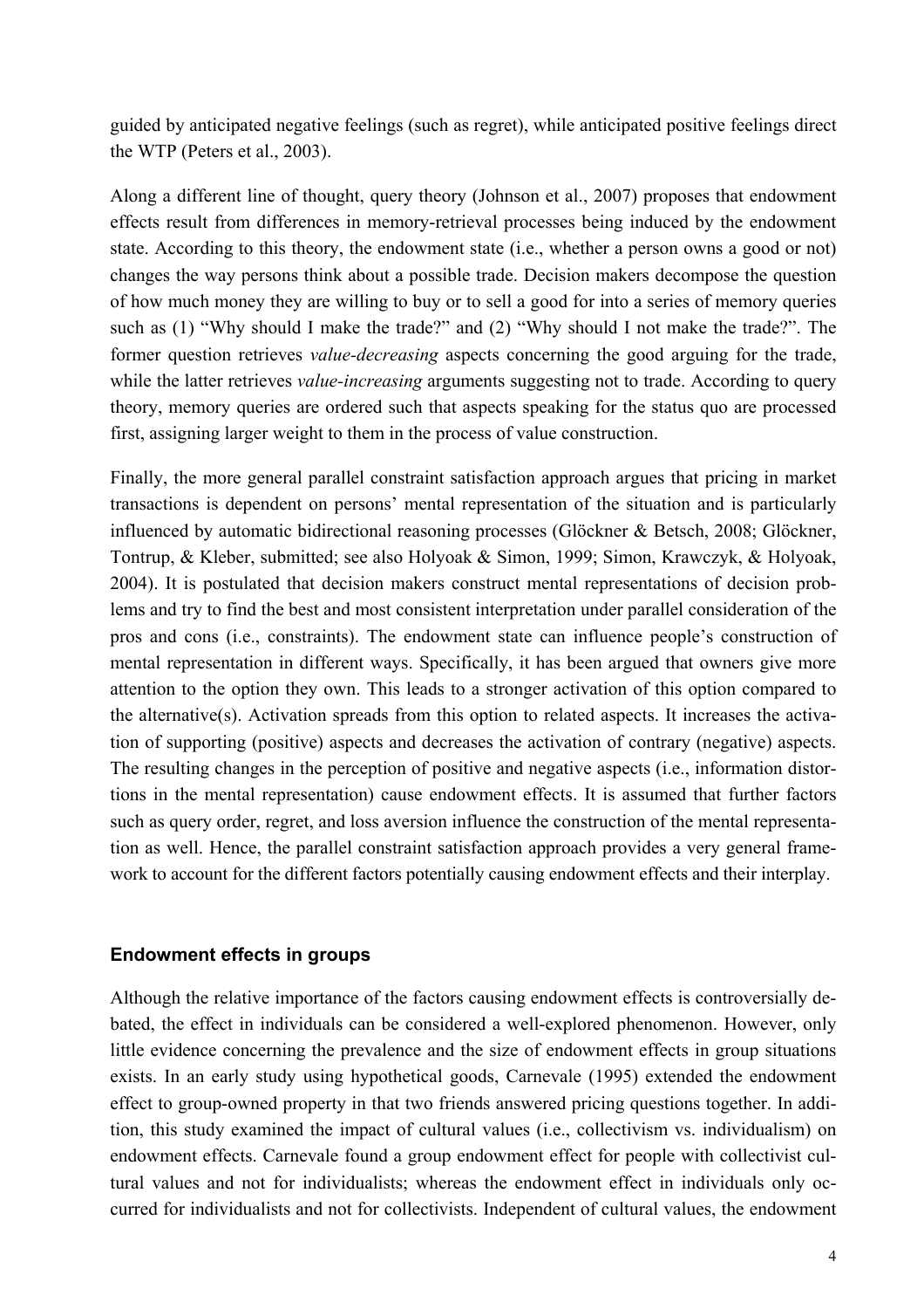guided by anticipated negative feelings (such as regret), while anticipated positive feelings direct the WTP (Peters et al., 2003).

Along a different line of thought, query theory (Johnson et al., 2007) proposes that endowment effects result from differences in memory-retrieval processes being induced by the endowment state. According to this theory, the endowment state (i.e., whether a person owns a good or not) changes the way persons think about a possible trade. Decision makers decompose the question of how much money they are willing to buy or to sell a good for into a series of memory queries such as (1) "Why should I make the trade?" and (2) "Why should I not make the trade?". The former question retrieves *value-decreasing* aspects concerning the good arguing for the trade, while the latter retrieves *value-increasing* arguments suggesting not to trade. According to query theory, memory queries are ordered such that aspects speaking for the status quo are processed first, assigning larger weight to them in the process of value construction.

Finally, the more general parallel constraint satisfaction approach argues that pricing in market transactions is dependent on persons' mental representation of the situation and is particularly influenced by automatic bidirectional reasoning processes (Glöckner & Betsch, 2008; Glöckner, Tontrup, & Kleber, submitted; see also Holyoak & Simon, 1999; Simon, Krawczyk, & Holyoak, 2004). It is postulated that decision makers construct mental representations of decision problems and try to find the best and most consistent interpretation under parallel consideration of the pros and cons (i.e., constraints). The endowment state can influence people's construction of mental representation in different ways. Specifically, it has been argued that owners give more attention to the option they own. This leads to a stronger activation of this option compared to the alternative(s). Activation spreads from this option to related aspects. It increases the activation of supporting (positive) aspects and decreases the activation of contrary (negative) aspects. The resulting changes in the perception of positive and negative aspects (i.e., information distortions in the mental representation) cause endowment effects. It is assumed that further factors such as query order, regret, and loss aversion influence the construction of the mental representation as well. Hence, the parallel constraint satisfaction approach provides a very general framework to account for the different factors potentially causing endowment effects and their interplay.

### Endowment effects in groups

Although the relative importance of the factors causing endowment effects is controversially debated, the effect in individuals can be considered a well-explored phenomenon. However, only little evidence concerning the prevalence and the size of endowment effects in group situations exists. In an early study using hypothetical goods, Carnevale (1995) extended the endowment effect to group-owned property in that two friends answered pricing questions together. In addition, this study examined the impact of cultural values (i.e., collectivism vs. individualism) on endowment effects. Carnevale found a group endowment effect for people with collectivist cultural values and not for individualists; whereas the endowment effect in individuals only occurred for individualists and not for collectivists. Independent of cultural values, the endowment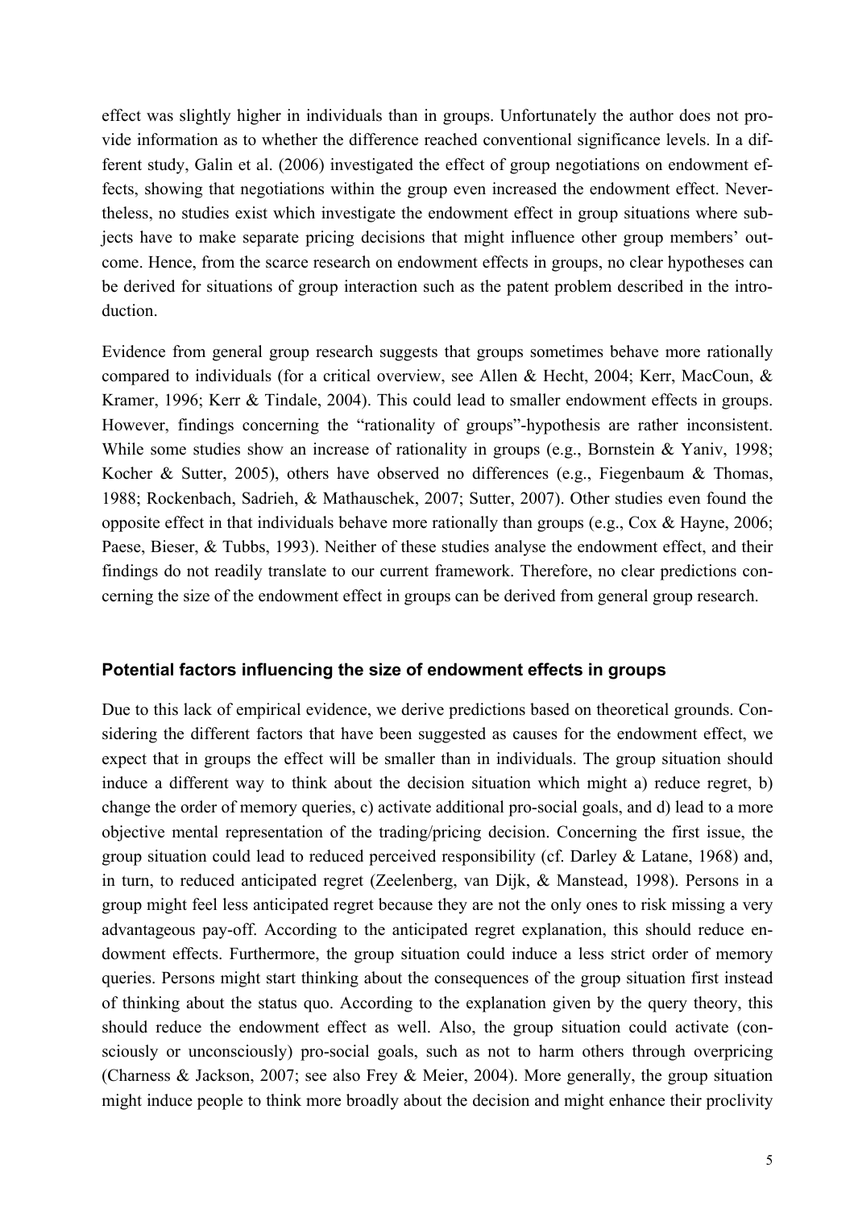effect was slightly higher in individuals than in groups. Unfortunately the author does not provide information as to whether the difference reached conventional significance levels. In a different study, Galin et al. (2006) investigated the effect of group negotiations on endowment effects, showing that negotiations within the group even increased the endowment effect. Nevertheless, no studies exist which investigate the endowment effect in group situations where subjects have to make separate pricing decisions that might influence other group members' outcome. Hence, from the scarce research on endowment effects in groups, no clear hypotheses can be derived for situations of group interaction such as the patent problem described in the introduction.

Evidence from general group research suggests that groups sometimes behave more rationally compared to individuals (for a critical overview, see Allen & Hecht, 2004; Kerr, MacCoun, & Kramer, 1996; Kerr & Tindale, 2004). This could lead to smaller endowment effects in groups. However, findings concerning the "rationality of groups"-hypothesis are rather inconsistent. While some studies show an increase of rationality in groups (e.g., Bornstein & Yaniv, 1998; Kocher & Sutter, 2005), others have observed no differences (e.g., Fiegenbaum & Thomas, 1988; Rockenbach, Sadrieh, & Mathauschek, 2007; Sutter, 2007). Other studies even found the opposite effect in that individuals behave more rationally than groups (e.g., Cox & Hayne, 2006; Paese, Bieser, & Tubbs, 1993). Neither of these studies analyse the endowment effect, and their findings do not readily translate to our current framework. Therefore, no clear predictions concerning the size of the endowment effect in groups can be derived from general group research.

### Potential factors influencing the size of endowment effects in groups

Due to this lack of empirical evidence, we derive predictions based on theoretical grounds. Considering the different factors that have been suggested as causes for the endowment effect, we expect that in groups the effect will be smaller than in individuals. The group situation should induce a different way to think about the decision situation which might a) reduce regret, b) change the order of memory queries, c) activate additional pro-social goals, and d) lead to a more objective mental representation of the trading/pricing decision. Concerning the first issue, the group situation could lead to reduced perceived responsibility (cf. Darley & Latane, 1968) and, in turn, to reduced anticipated regret (Zeelenberg, van Dijk, & Manstead, 1998). Persons in a group might feel less anticipated regret because they are not the only ones to risk missing a very advantageous pay-off. According to the anticipated regret explanation, this should reduce endowment effects. Furthermore, the group situation could induce a less strict order of memory queries. Persons might start thinking about the consequences of the group situation first instead of thinking about the status quo. According to the explanation given by the query theory, this should reduce the endowment effect as well. Also, the group situation could activate (consciously or unconsciously) pro-social goals, such as not to harm others through overpricing (Charness & Jackson, 2007; see also Frey & Meier, 2004). More generally, the group situation might induce people to think more broadly about the decision and might enhance their proclivity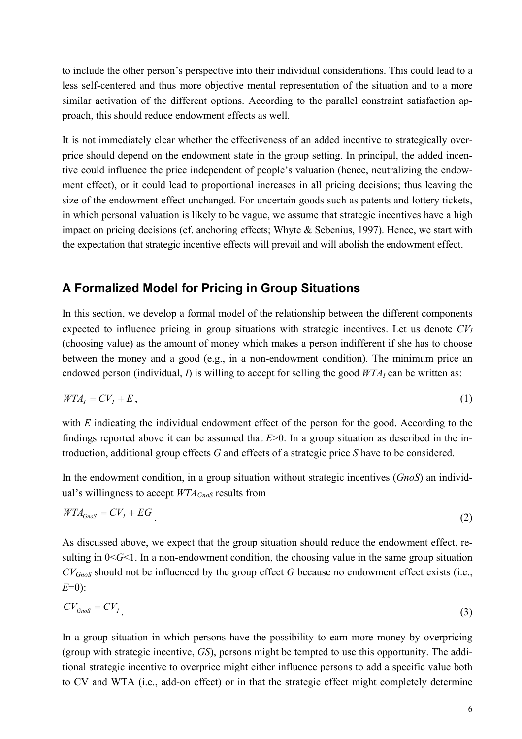to include the other person's perspective into their individual considerations. This could lead to a less self-centered and thus more objective mental representation of the situation and to a more similar activation of the different options. According to the parallel constraint satisfaction approach, this should reduce endowment effects as well.

It is not immediately clear whether the effectiveness of an added incentive to strategically overprice should depend on the endowment state in the group setting. In principal, the added incentive could influence the price independent of people's valuation (hence, neutralizing the endowment effect), or it could lead to proportional increases in all pricing decisions; thus leaving the size of the endowment effect unchanged. For uncertain goods such as patents and lottery tickets, in which personal valuation is likely to be vague, we assume that strategic incentives have a high impact on pricing decisions (cf. anchoring effects; Whyte & Sebenius, 1997). Hence, we start with the expectation that strategic incentive effects will prevail and will abolish the endowment effect.

## A Formalized Model for Pricing in Group Situations

In this section, we develop a formal model of the relationship between the different components expected to influence pricing in group situations with strategic incentives. Let us denote $CV_I$ (choosing value) as the amount of money which makes a person indifferent if she has to choose between the money and a good (e.g., in a non-endowment condition). The minimum price an endowed person (individual, *I*) is willing to accept for selling the good $WTA_I$ can be written as:

$$WTA_I = CV_I + E, \tag{1}$$

with *E* indicating the individual endowment effect of the person for the good. According to the findings reported above it can be assumed that $E>0$. In a group situation as described in the introduction, additional group effects *G* and effects of a strategic price *S* have to be considered.

In the endowment condition, in a group situation without strategic incentives (*GnoS*) an individual's willingness to accept $WTA_{GnoS}$ results from

$$WTA_{GnoS} = CV_I + EG \tag{2}$$

As discussed above, we expect that the group situation should reduce the endowment effect, resulting in $0<G<1$. In a non-endowment condition, the choosing value in the same group situation $CV_{GnoS}$ should not be influenced by the group effect *G* because no endowment effect exists (i.e., $E=0$):

$$CV_{GnoS} = CV_I \tag{3}$$

In a group situation in which persons have the possibility to earn more money by overpricing (group with strategic incentive, *GS*), persons might be tempted to use this opportunity. The additional strategic incentive to overprice might either influence persons to add a specific value both to CV and WTA (i.e., add-on effect) or in that the strategic effect might completely determine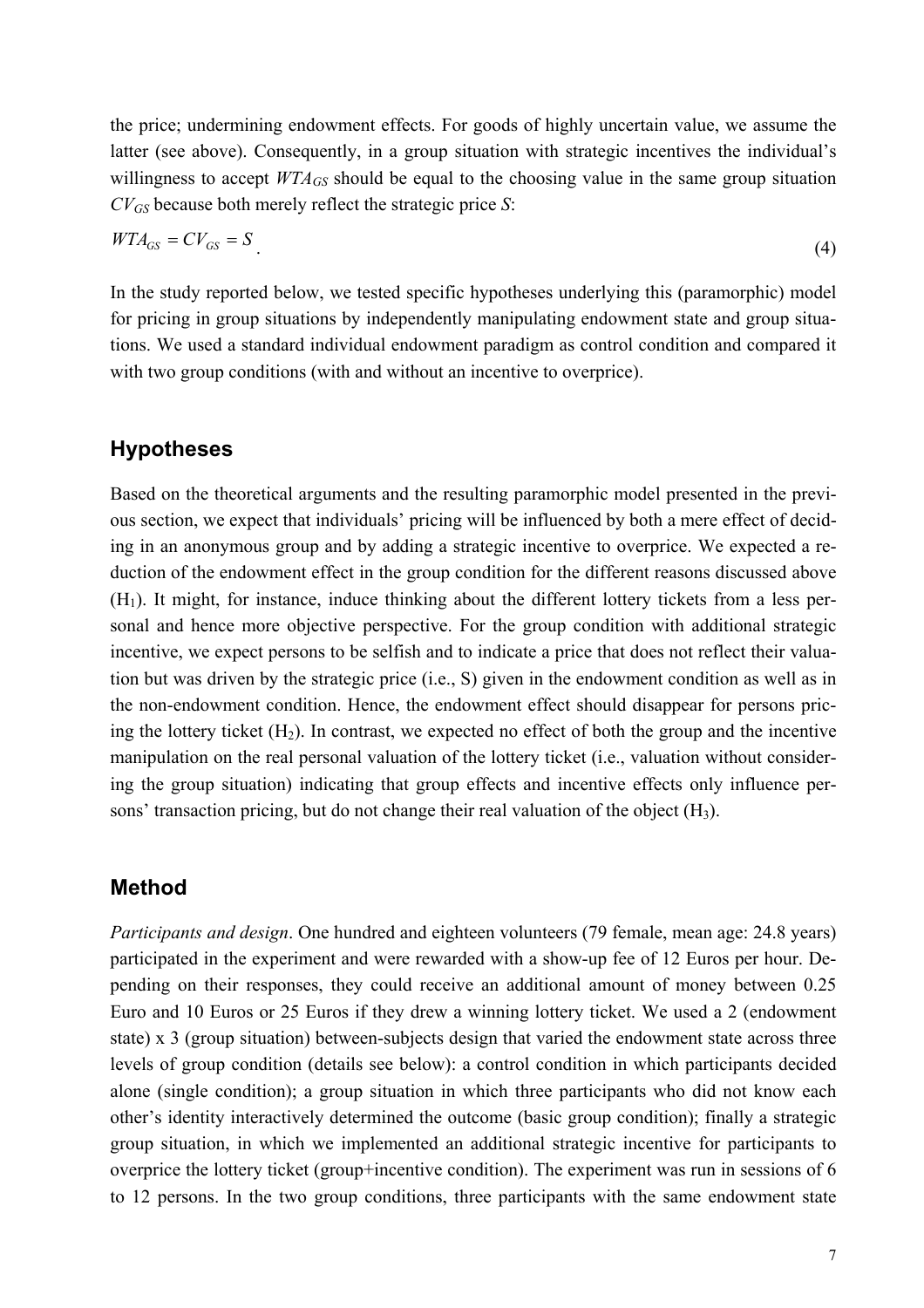the price; undermining endowment effects. For goods of highly uncertain value, we assume the latter (see above). Consequently, in a group situation with strategic incentives the individual's willingness to accept $WTA_{GS}$ should be equal to the choosing value in the same group situation $CV_{GS}$ because both merely reflect the strategic price $S$:

$$WTA_{GS} = CV_{GS} = S \quad (4)$$

In the study reported below, we tested specific hypotheses underlying this (paramorphic) model for pricing in group situations by independently manipulating endowment state and group situations. We used a standard individual endowment paradigm as control condition and compared it with two group conditions (with and without an incentive to overprice).

## Hypotheses

Based on the theoretical arguments and the resulting paramorphic model presented in the previous section, we expect that individuals' pricing will be influenced by both a mere effect of deciding in an anonymous group and by adding a strategic incentive to overprice. We expected a reduction of the endowment effect in the group condition for the different reasons discussed above ($H_1$). It might, for instance, induce thinking about the different lottery tickets from a less personal and hence more objective perspective. For the group condition with additional strategic incentive, we expect persons to be selfish and to indicate a price that does not reflect their valuation but was driven by the strategic price (i.e., S) given in the endowment condition as well as in the non-endowment condition. Hence, the endowment effect should disappear for persons pricing the lottery ticket ($H_2$). In contrast, we expected no effect of both the group and the incentive manipulation on the real personal valuation of the lottery ticket (i.e., valuation without considering the group situation) indicating that group effects and incentive effects only influence persons' transaction pricing, but do not change their real valuation of the object ($H_3$).

## Method

*Participants and design*. One hundred and eighteen volunteers (79 female, mean age: 24.8 years) participated in the experiment and were rewarded with a show-up fee of 12 Euros per hour. Depending on their responses, they could receive an additional amount of money between 0.25 Euro and 10 Euros or 25 Euros if they drew a winning lottery ticket. We used a 2 (endowment state) x 3 (group situation) between-subjects design that varied the endowment state across three levels of group condition (details see below): a control condition in which participants decided alone (single condition); a group situation in which three participants who did not know each other's identity interactively determined the outcome (basic group condition); finally a strategic group situation, in which we implemented an additional strategic incentive for participants to overprice the lottery ticket (group+incentive condition). The experiment was run in sessions of 6 to 12 persons. In the two group conditions, three participants with the same endowment state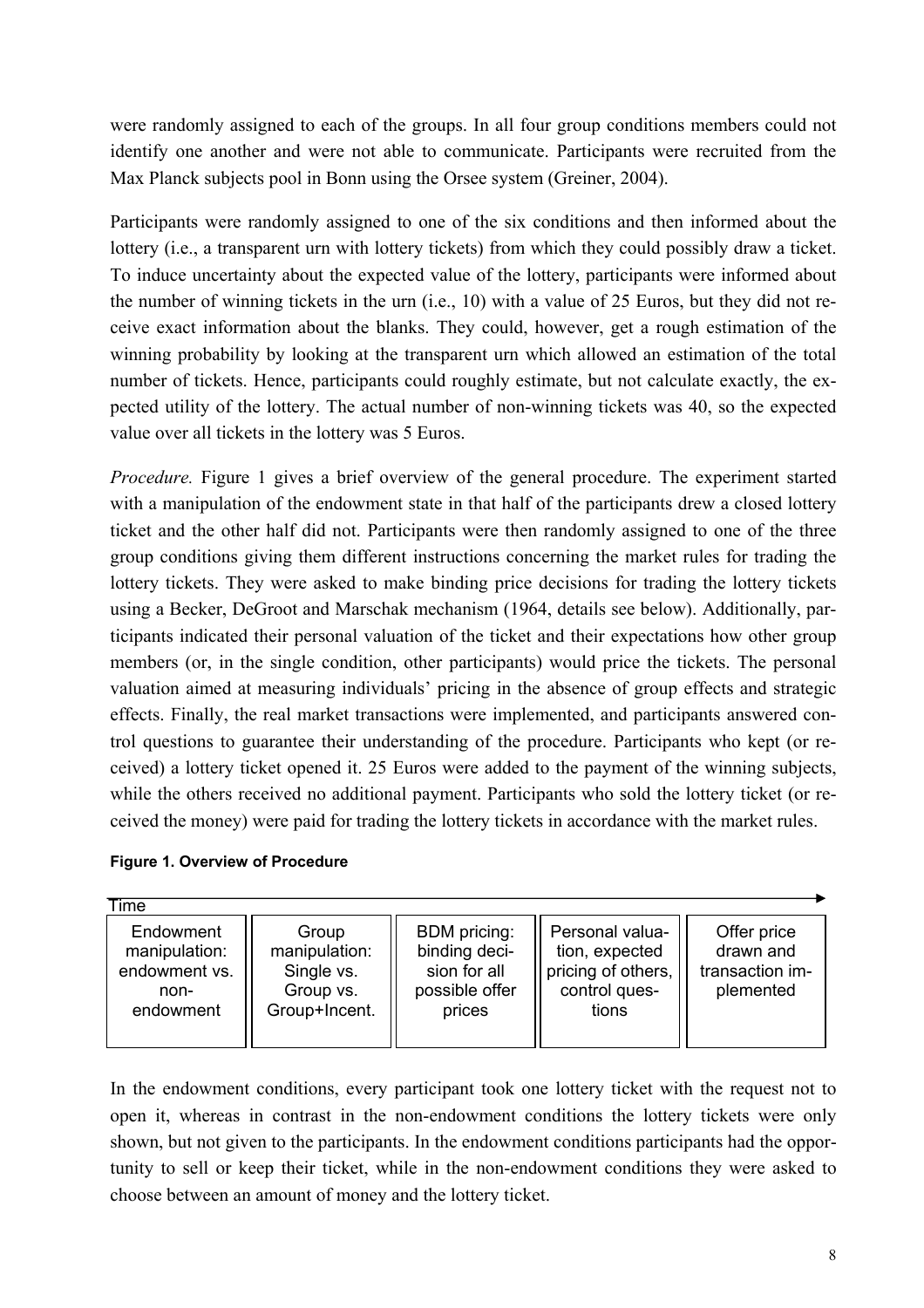were randomly assigned to each of the groups. In all four group conditions members could not identify one another and were not able to communicate. Participants were recruited from the Max Planck subjects pool in Bonn using the Orsee system (Greiner, 2004).

Participants were randomly assigned to one of the six conditions and then informed about the lottery (i.e., a transparent urn with lottery tickets) from which they could possibly draw a ticket. To induce uncertainty about the expected value of the lottery, participants were informed about the number of winning tickets in the urn (i.e., 10) with a value of 25 Euros, but they did not receive exact information about the blanks. They could, however, get a rough estimation of the winning probability by looking at the transparent urn which allowed an estimation of the total number of tickets. Hence, participants could roughly estimate, but not calculate exactly, the expected utility of the lottery. The actual number of non-winning tickets was 40, so the expected value over all tickets in the lottery was 5 Euros.

*Procedure.* Figure 1 gives a brief overview of the general procedure. The experiment started with a manipulation of the endowment state in that half of the participants drew a closed lottery ticket and the other half did not. Participants were then randomly assigned to one of the three group conditions giving them different instructions concerning the market rules for trading the lottery tickets. They were asked to make binding price decisions for trading the lottery tickets using a Becker, DeGroot and Marschak mechanism (1964, details see below). Additionally, participants indicated their personal valuation of the ticket and their expectations how other group members (or, in the single condition, other participants) would price the tickets. The personal valuation aimed at measuring individuals' pricing in the absence of group effects and strategic effects. Finally, the real market transactions were implemented, and participants answered control questions to guarantee their understanding of the procedure. Participants who kept (or received) a lottery ticket opened it. 25 Euros were added to the payment of the winning subjects, while the others received no additional payment. Participants who sold the lottery ticket (or received the money) were paid for trading the lottery tickets in accordance with the market rules.

**Figure 1. Overview of Procedure**

Time →

| Endowment manipulation: endowment vs. non-endowment | Group manipulation: Single vs. Group vs. Group+Incent. | BDM pricing: binding decision for all possible offer prices | Personal valuation, expected pricing of others, control questions | Offer price drawn and transaction implemented |
|---|---|---|---|---|

In the endowment conditions, every participant took one lottery ticket with the request not to open it, whereas in contrast in the non-endowment conditions the lottery tickets were only shown, but not given to the participants. In the endowment conditions participants had the opportunity to sell or keep their ticket, while in the non-endowment conditions they were asked to choose between an amount of money and the lottery ticket.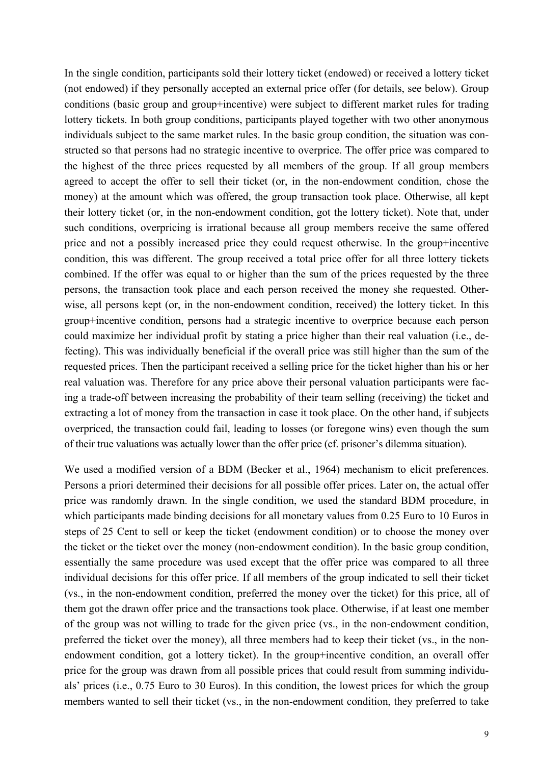In the single condition, participants sold their lottery ticket (endowed) or received a lottery ticket (not endowed) if they personally accepted an external price offer (for details, see below). Group conditions (basic group and group+incentive) were subject to different market rules for trading lottery tickets. In both group conditions, participants played together with two other anonymous individuals subject to the same market rules. In the basic group condition, the situation was constructed so that persons had no strategic incentive to overprice. The offer price was compared to the highest of the three prices requested by all members of the group. If all group members agreed to accept the offer to sell their ticket (or, in the non-endowment condition, chose the money) at the amount which was offered, the group transaction took place. Otherwise, all kept their lottery ticket (or, in the non-endowment condition, got the lottery ticket). Note that, under such conditions, overpricing is irrational because all group members receive the same offered price and not a possibly increased price they could request otherwise. In the group+incentive condition, this was different. The group received a total price offer for all three lottery tickets combined. If the offer was equal to or higher than the sum of the prices requested by the three persons, the transaction took place and each person received the money she requested. Otherwise, all persons kept (or, in the non-endowment condition, received) the lottery ticket. In this group+incentive condition, persons had a strategic incentive to overprice because each person could maximize her individual profit by stating a price higher than their real valuation (i.e., defecting). This was individually beneficial if the overall price was still higher than the sum of the requested prices. Then the participant received a selling price for the ticket higher than his or her real valuation was. Therefore for any price above their personal valuation participants were facing a trade-off between increasing the probability of their team selling (receiving) the ticket and extracting a lot of money from the transaction in case it took place. On the other hand, if subjects overpriced, the transaction could fail, leading to losses (or foregone wins) even though the sum of their true valuations was actually lower than the offer price (cf. prisoner's dilemma situation).

We used a modified version of a BDM (Becker et al., 1964) mechanism to elicit preferences. Persons a priori determined their decisions for all possible offer prices. Later on, the actual offer price was randomly drawn. In the single condition, we used the standard BDM procedure, in which participants made binding decisions for all monetary values from 0.25 Euro to 10 Euros in steps of 25 Cent to sell or keep the ticket (endowment condition) or to choose the money over the ticket or the ticket over the money (non-endowment condition). In the basic group condition, essentially the same procedure was used except that the offer price was compared to all three individual decisions for this offer price. If all members of the group indicated to sell their ticket (vs., in the non-endowment condition, preferred the money over the ticket) for this price, all of them got the drawn offer price and the transactions took place. Otherwise, if at least one member of the group was not willing to trade for the given price (vs., in the non-endowment condition, preferred the ticket over the money), all three members had to keep their ticket (vs., in the non-endowment condition, got a lottery ticket). In the group+incentive condition, an overall offer price for the group was drawn from all possible prices that could result from summing individuals' prices (i.e., 0.75 Euro to 30 Euros). In this condition, the lowest prices for which the group members wanted to sell their ticket (vs., in the non-endowment condition, they preferred to take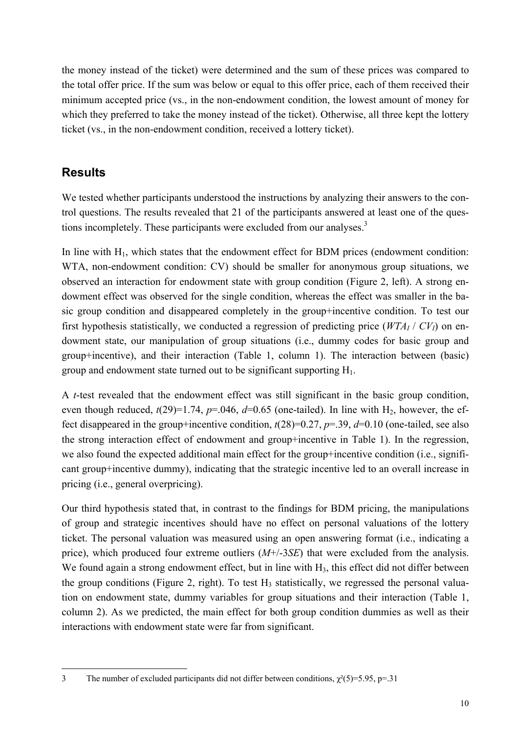the money instead of the ticket) were determined and the sum of these prices was compared to the total offer price. If the sum was below or equal to this offer price, each of them received their minimum accepted price (vs., in the non-endowment condition, the lowest amount of money for which they preferred to take the money instead of the ticket). Otherwise, all three kept the lottery ticket (vs., in the non-endowment condition, received a lottery ticket).

## Results

We tested whether participants understood the instructions by analyzing their answers to the control questions. The results revealed that 21 of the participants answered at least one of the questions incompletely. These participants were excluded from our analyses.[3]

In line with $H_1$, which states that the endowment effect for BDM prices (endowment condition: WTA, non-endowment condition: CV) should be smaller for anonymous group situations, we observed an interaction for endowment state with group condition (Figure 2, left). A strong endowment effect was observed for the single condition, whereas the effect was smaller in the basic group condition and disappeared completely in the group+incentive condition. To test our first hypothesis statistically, we conducted a regression of predicting price ($WTA_I$ / $CV_I$) on endowment state, our manipulation of group situations (i.e., dummy codes for basic group and group+incentive), and their interaction (Table 1, column 1). The interaction between (basic) group and endowment state turned out to be significant supporting $H_1$.

A *t*-test revealed that the endowment effect was still significant in the basic group condition, even though reduced, $t(29)=1.74$, $p=.046$, $d=0.65$ (one-tailed). In line with $H_2$, however, the effect disappeared in the group+incentive condition, $t(28)=0.27$, $p=.39$, $d=0.10$ (one-tailed, see also the strong interaction effect of endowment and group+incentive in Table 1). In the regression, we also found the expected additional main effect for the group+incentive condition (i.e., significant group+incentive dummy), indicating that the strategic incentive led to an overall increase in pricing (i.e., general overpricing).

Our third hypothesis stated that, in contrast to the findings for BDM pricing, the manipulations of group and strategic incentives should have no effect on personal valuations of the lottery ticket. The personal valuation was measured using an open answering format (i.e., indicating a price), which produced four extreme outliers ($M$+/-3$SE$) that were excluded from the analysis. We found again a strong endowment effect, but in line with $H_3$, this effect did not differ between the group conditions (Figure 2, right). To test $H_3$ statistically, we regressed the personal valuation on endowment state, dummy variables for group situations and their interaction (Table 1, column 2). As we predicted, the main effect for both group condition dummies as well as their interactions with endowment state were far from significant.

3 The number of excluded participants did not differ between conditions, $\chi^2(5)=5.95$, $p=.31$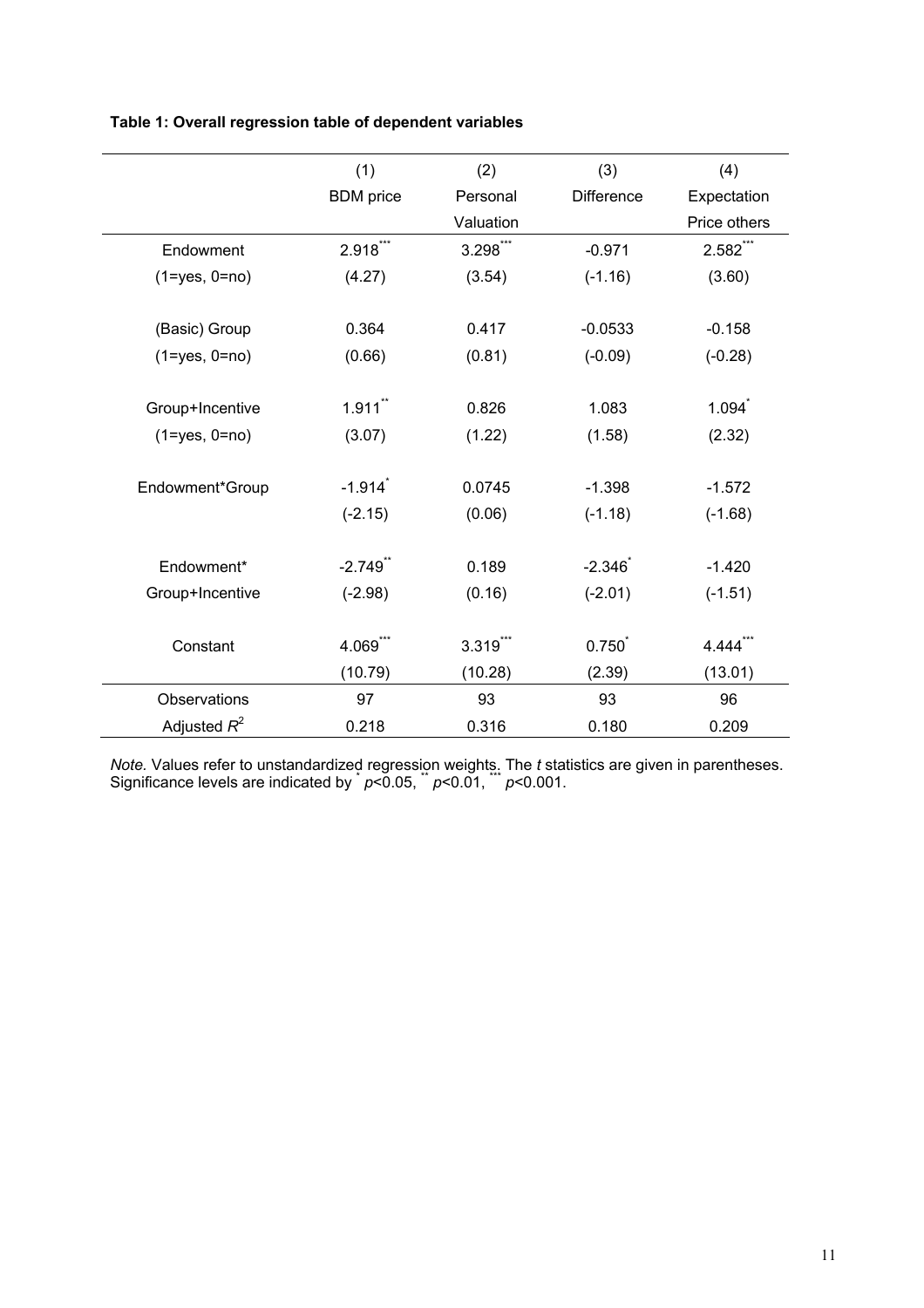**Table 1: Overall regression table of dependent variables**

| | (1) BDM price | (2) Personal Valuation | (3) Difference | (4) Expectation Price others |
|---|---|---|---|---|
| Endowment | 2.918*** | 3.298*** | -0.971 | 2.582*** |
| (1=yes, 0=no) | (4.27) | (3.54) | (-1.16) | (3.60) |
| (Basic) Group | 0.364 | 0.417 | -0.0533 | -0.158 |
| (1=yes, 0=no) | (0.66) | (0.81) | (-0.09) | (-0.28) |
| Group+Incentive | 1.911** | 0.826 | 1.083 | 1.094* |
| (1=yes, 0=no) | (3.07) | (1.22) | (1.58) | (2.32) |
| Endowment*Group | -1.914* | 0.0745 | -1.398 | -1.572 |
| | (-2.15) | (0.06) | (-1.18) | (-1.68) |
| Endowment* Group+Incentive | -2.749** | 0.189 | -2.346* | -1.420 |
| | (-2.98) | (0.16) | (-2.01) | (-1.51) |
| Constant | 4.069*** | 3.319*** | 0.750* | 4.444*** |
| | (10.79) | (10.28) | (2.39) | (13.01) |
| Observations | 97 | 93 | 93 | 96 |
| Adjusted $R^2$ | 0.218 | 0.316 | 0.180 | 0.209 |

*Note.* Values refer to unstandardized regression weights. The *t* statistics are given in parentheses. Significance levels are indicated by * $p$<0.05, ** $p$<0.01, *** $p$<0.001.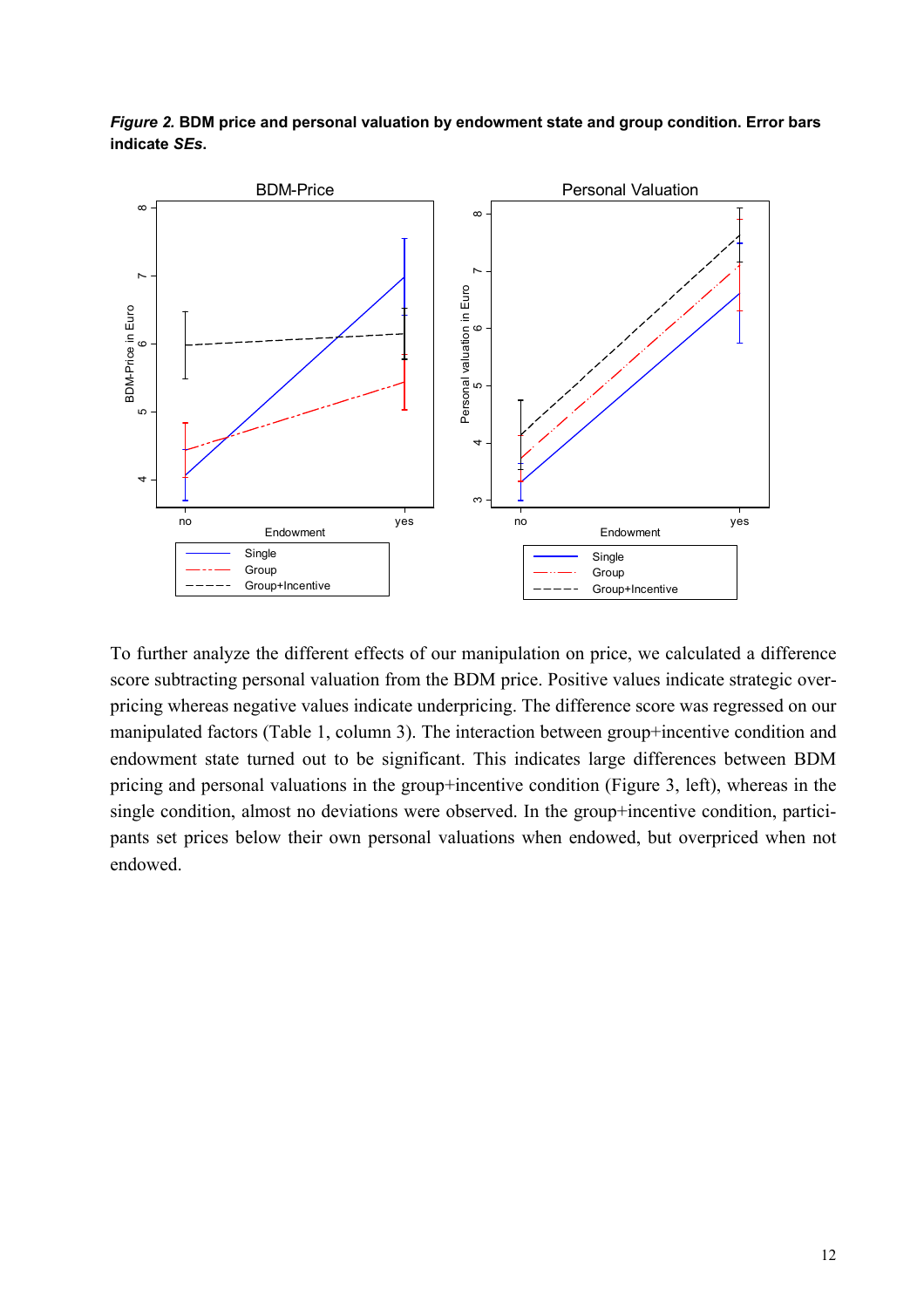*Figure 2.* **BDM price and personal valuation by endowment state and group condition. Error bars indicate *SEs*.**

To further analyze the different effects of our manipulation on price, we calculated a difference score subtracting personal valuation from the BDM price. Positive values indicate strategic over-pricing whereas negative values indicate underpricing. The difference score was regressed on our manipulated factors (Table 1, column 3). The interaction between group+incentive condition and endowment state turned out to be significant. This indicates large differences between BDM pricing and personal valuations in the group+incentive condition (Figure 3, left), whereas in the single condition, almost no deviations were observed. In the group+incentive condition, participants set prices below their own personal valuations when endowed, but overpriced when not endowed.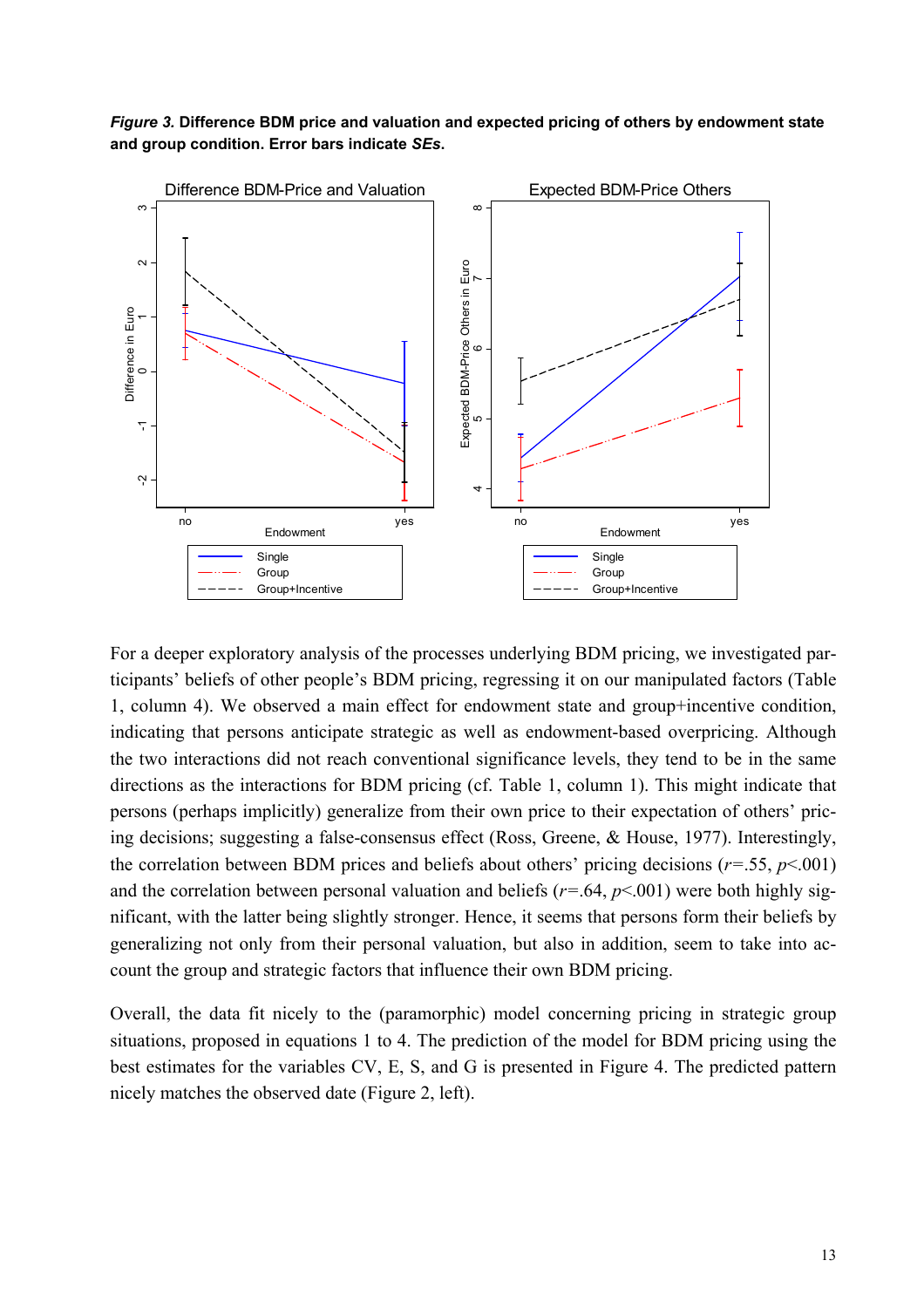***Figure 3.*** **Difference BDM price and valuation and expected pricing of others by endowment state and group condition. Error bars indicate *SEs*.**

For a deeper exploratory analysis of the processes underlying BDM pricing, we investigated participants' beliefs of other people's BDM pricing, regressing it on our manipulated factors (Table 1, column 4). We observed a main effect for endowment state and group+incentive condition, indicating that persons anticipate strategic as well as endowment-based overpricing. Although the two interactions did not reach conventional significance levels, they tend to be in the same directions as the interactions for BDM pricing (cf. Table 1, column 1). This might indicate that persons (perhaps implicitly) generalize from their own price to their expectation of others' pricing decisions; suggesting a false-consensus effect (Ross, Greene, & House, 1977). Interestingly, the correlation between BDM prices and beliefs about others' pricing decisions ($r$=.55, $p$<.001) and the correlation between personal valuation and beliefs ($r$=.64, $p$<.001) were both highly significant, with the latter being slightly stronger. Hence, it seems that persons form their beliefs by generalizing not only from their personal valuation, but also in addition, seem to take into account the group and strategic factors that influence their own BDM pricing.

Overall, the data fit nicely to the (paramorphic) model concerning pricing in strategic group situations, proposed in equations 1 to 4. The prediction of the model for BDM pricing using the best estimates for the variables CV, E, S, and G is presented in Figure 4. The predicted pattern nicely matches the observed date (Figure 2, left).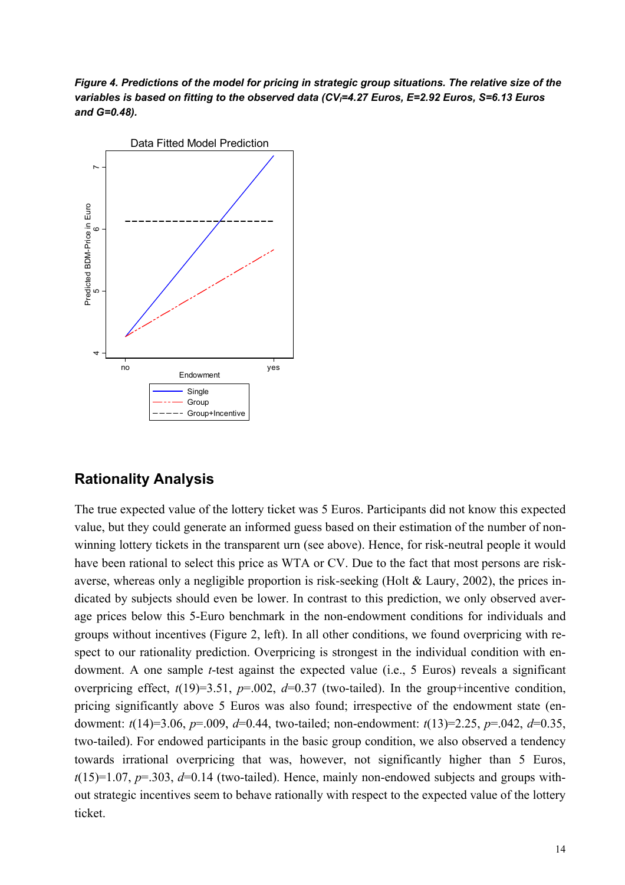***Figure 4. Predictions of the model for pricing in strategic group situations. The relative size of the variables is based on fitting to the observed data ($CV_I$=4.27 Euros, E=2.92 Euros, S=6.13 Euros and G=0.48).***

## Rationality Analysis

The true expected value of the lottery ticket was 5 Euros. Participants did not know this expected value, but they could generate an informed guess based on their estimation of the number of non-winning lottery tickets in the transparent urn (see above). Hence, for risk-neutral people it would have been rational to select this price as WTA or CV. Due to the fact that most persons are risk-averse, whereas only a negligible proportion is risk-seeking (Holt & Laury, 2002), the prices indicated by subjects should even be lower. In contrast to this prediction, we only observed average prices below this 5-Euro benchmark in the non-endowment conditions for individuals and groups without incentives (Figure 2, left). In all other conditions, we found overpricing with respect to our rationality prediction. Overpricing is strongest in the individual condition with endowment. A one sample *t*-test against the expected value (i.e., 5 Euros) reveals a significant overpricing effect, $t(19)=3.51$, $p=.002$, $d=0.37$ (two-tailed). In the group+incentive condition, pricing significantly above 5 Euros was also found; irrespective of the endowment state (endowment: $t(14)=3.06$, $p=.009$, $d=0.44$, two-tailed; non-endowment: $t(13)=2.25$, $p=.042$, $d=0.35$, two-tailed). For endowed participants in the basic group condition, we also observed a tendency towards irrational overpricing that was, however, not significantly higher than 5 Euros, $t(15)=1.07$, $p=.303$, $d=0.14$ (two-tailed). Hence, mainly non-endowed subjects and groups without strategic incentives seem to behave rationally with respect to the expected value of the lottery ticket.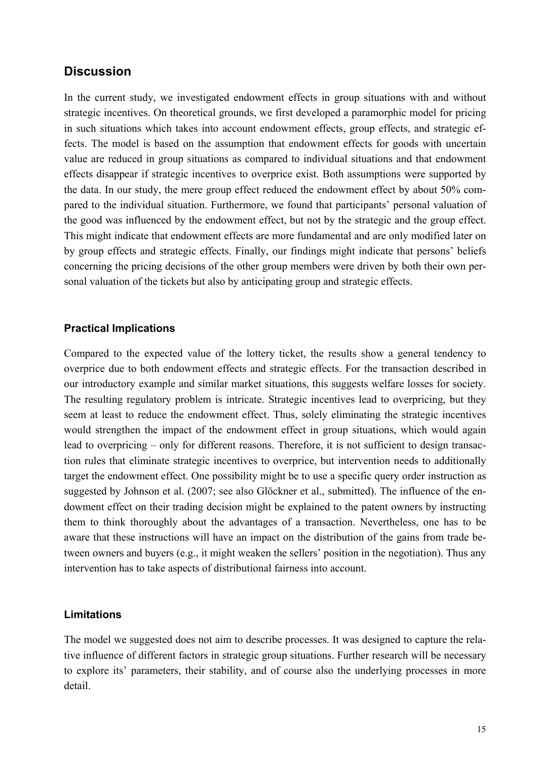## Discussion

In the current study, we investigated endowment effects in group situations with and without strategic incentives. On theoretical grounds, we first developed a paramorphic model for pricing in such situations which takes into account endowment effects, group effects, and strategic effects. The model is based on the assumption that endowment effects for goods with uncertain value are reduced in group situations as compared to individual situations and that endowment effects disappear if strategic incentives to overprice exist. Both assumptions were supported by the data. In our study, the mere group effect reduced the endowment effect by about 50% compared to the individual situation. Furthermore, we found that participants' personal valuation of the good was influenced by the endowment effect, but not by the strategic and the group effect. This might indicate that endowment effects are more fundamental and are only modified later on by group effects and strategic effects. Finally, our findings might indicate that persons' beliefs concerning the pricing decisions of the other group members were driven by both their own personal valuation of the tickets but also by anticipating group and strategic effects.

### Practical Implications

Compared to the expected value of the lottery ticket, the results show a general tendency to overprice due to both endowment effects and strategic effects. For the transaction described in our introductory example and similar market situations, this suggests welfare losses for society. The resulting regulatory problem is intricate. Strategic incentives lead to overpricing, but they seem at least to reduce the endowment effect. Thus, solely eliminating the strategic incentives would strengthen the impact of the endowment effect in group situations, which would again lead to overpricing – only for different reasons. Therefore, it is not sufficient to design transaction rules that eliminate strategic incentives to overprice, but intervention needs to additionally target the endowment effect. One possibility might be to use a specific query order instruction as suggested by Johnson et al. (2007; see also Glöckner et al., submitted). The influence of the endowment effect on their trading decision might be explained to the patent owners by instructing them to think thoroughly about the advantages of a transaction. Nevertheless, one has to be aware that these instructions will have an impact on the distribution of the gains from trade between owners and buyers (e.g., it might weaken the sellers' position in the negotiation). Thus any intervention has to take aspects of distributional fairness into account.

### Limitations

The model we suggested does not aim to describe processes. It was designed to capture the relative influence of different factors in strategic group situations. Further research will be necessary to explore its' parameters, their stability, and of course also the underlying processes in more detail.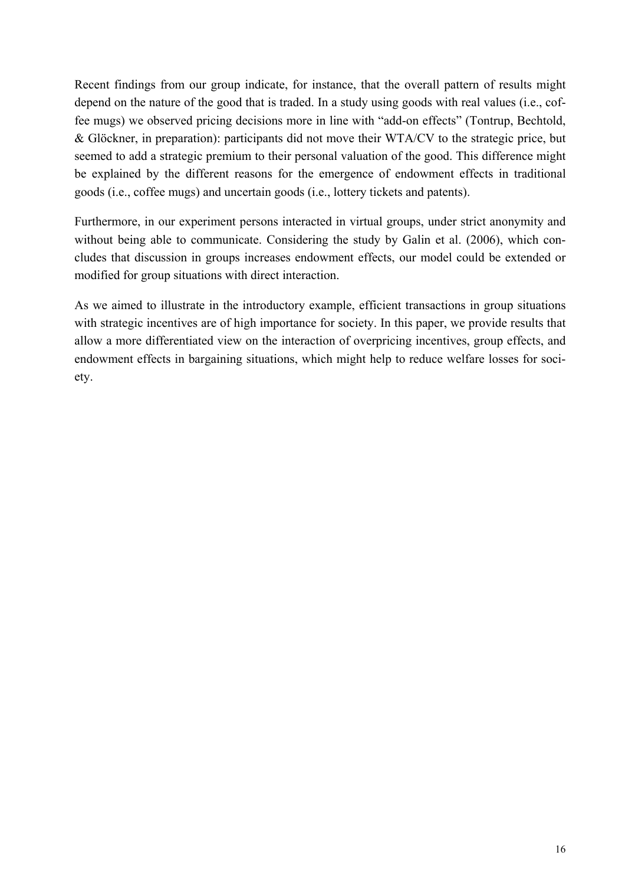Recent findings from our group indicate, for instance, that the overall pattern of results might depend on the nature of the good that is traded. In a study using goods with real values (i.e., coffee mugs) we observed pricing decisions more in line with "add-on effects" (Tontrup, Bechtold, & Glöckner, in preparation): participants did not move their WTA/CV to the strategic price, but seemed to add a strategic premium to their personal valuation of the good. This difference might be explained by the different reasons for the emergence of endowment effects in traditional goods (i.e., coffee mugs) and uncertain goods (i.e., lottery tickets and patents).

Furthermore, in our experiment persons interacted in virtual groups, under strict anonymity and without being able to communicate. Considering the study by Galin et al. (2006), which concludes that discussion in groups increases endowment effects, our model could be extended or modified for group situations with direct interaction.

As we aimed to illustrate in the introductory example, efficient transactions in group situations with strategic incentives are of high importance for society. In this paper, we provide results that allow a more differentiated view on the interaction of overpricing incentives, group effects, and endowment effects in bargaining situations, which might help to reduce welfare losses for society.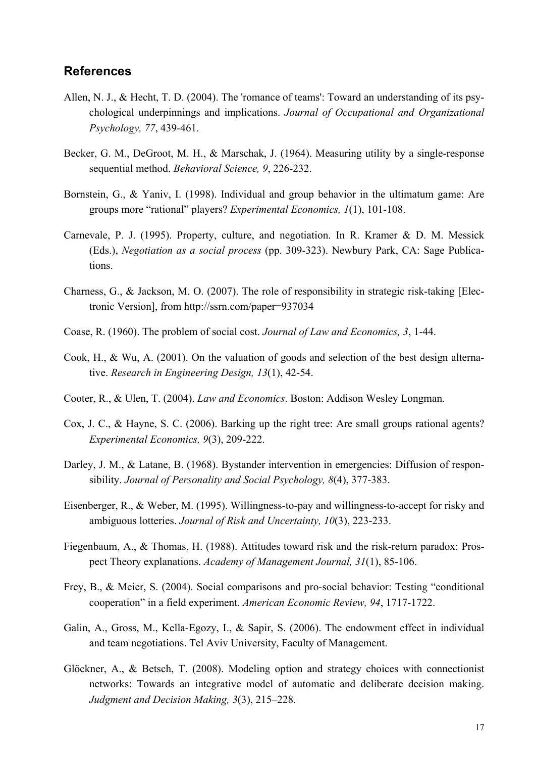## References

Allen, N. J., & Hecht, T. D. (2004). The 'romance of teams': Toward an understanding of its psychological underpinnings and implications. *Journal of Occupational and Organizational Psychology, 77*, 439-461.

Becker, G. M., DeGroot, M. H., & Marschak, J. (1964). Measuring utility by a single-response sequential method. *Behavioral Science, 9*, 226-232.

Bornstein, G., & Yaniv, I. (1998). Individual and group behavior in the ultimatum game: Are groups more "rational" players? *Experimental Economics, 1*(1), 101-108.

Carnevale, P. J. (1995). Property, culture, and negotiation. In R. Kramer & D. M. Messick (Eds.), *Negotiation as a social process* (pp. 309-323). Newbury Park, CA: Sage Publications.

Charness, G., & Jackson, M. O. (2007). The role of responsibility in strategic risk-taking [Electronic Version], from http://ssrn.com/paper=937034

Coase, R. (1960). The problem of social cost. *Journal of Law and Economics, 3*, 1-44.

Cook, H., & Wu, A. (2001). On the valuation of goods and selection of the best design alternative. *Research in Engineering Design, 13*(1), 42-54.

Cooter, R., & Ulen, T. (2004). *Law and Economics*. Boston: Addison Wesley Longman.

Cox, J. C., & Hayne, S. C. (2006). Barking up the right tree: Are small groups rational agents? *Experimental Economics, 9*(3), 209-222.

Darley, J. M., & Latane, B. (1968). Bystander intervention in emergencies: Diffusion of responsibility. *Journal of Personality and Social Psychology, 8*(4), 377-383.

Eisenberger, R., & Weber, M. (1995). Willingness-to-pay and willingness-to-accept for risky and ambiguous lotteries. *Journal of Risk and Uncertainty, 10*(3), 223-233.

Fiegenbaum, A., & Thomas, H. (1988). Attitudes toward risk and the risk-return paradox: Prospect Theory explanations. *Academy of Management Journal, 31*(1), 85-106.

Frey, B., & Meier, S. (2004). Social comparisons and pro-social behavior: Testing "conditional cooperation" in a field experiment. *American Economic Review, 94*, 1717-1722.

Galin, A., Gross, M., Kella-Egozy, I., & Sapir, S. (2006). The endowment effect in individual and team negotiations. Tel Aviv University, Faculty of Management.

Glöckner, A., & Betsch, T. (2008). Modeling option and strategy choices with connectionist networks: Towards an integrative model of automatic and deliberate decision making. *Judgment and Decision Making, 3*(3), 215–228.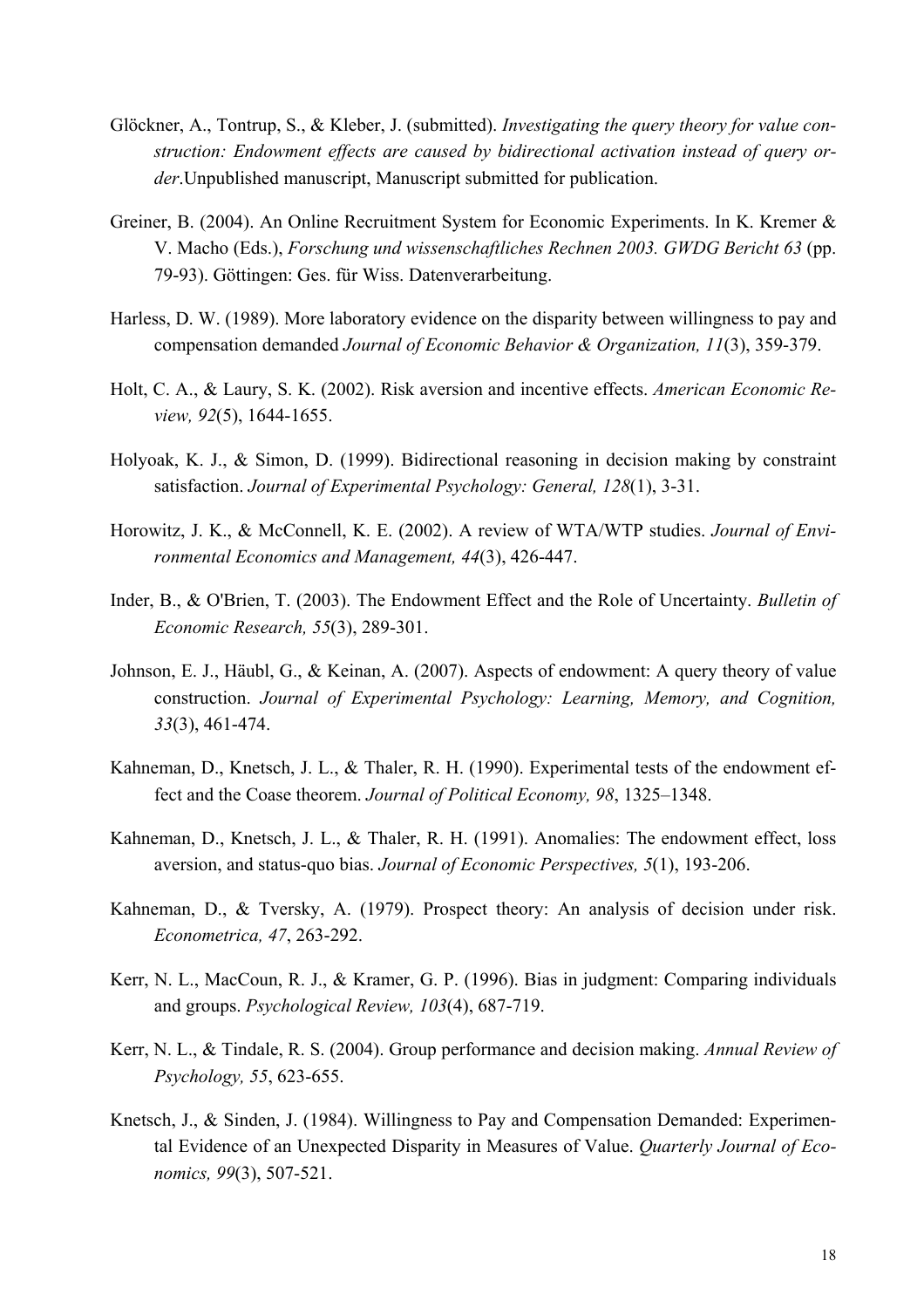Glöckner, A., Tontrup, S., & Kleber, J. (submitted). *Investigating the query theory for value construction: Endowment effects are caused by bidirectional activation instead of query order*.Unpublished manuscript, Manuscript submitted for publication.

Greiner, B. (2004). An Online Recruitment System for Economic Experiments. In K. Kremer & V. Macho (Eds.), *Forschung und wissenschaftliches Rechnen 2003. GWDG Bericht 63* (pp. 79-93). Göttingen: Ges. für Wiss. Datenverarbeitung.

Harless, D. W. (1989). More laboratory evidence on the disparity between willingness to pay and compensation demanded *Journal of Economic Behavior & Organization, 11*(3), 359-379.

Holt, C. A., & Laury, S. K. (2002). Risk aversion and incentive effects. *American Economic Review, 92*(5), 1644-1655.

Holyoak, K. J., & Simon, D. (1999). Bidirectional reasoning in decision making by constraint satisfaction. *Journal of Experimental Psychology: General, 128*(1), 3-31.

Horowitz, J. K., & McConnell, K. E. (2002). A review of WTA/WTP studies. *Journal of Environmental Economics and Management, 44*(3), 426-447.

Inder, B., & O'Brien, T. (2003). The Endowment Effect and the Role of Uncertainty. *Bulletin of Economic Research, 55*(3), 289-301.

Johnson, E. J., Häubl, G., & Keinan, A. (2007). Aspects of endowment: A query theory of value construction. *Journal of Experimental Psychology: Learning, Memory, and Cognition, 33*(3), 461-474.

Kahneman, D., Knetsch, J. L., & Thaler, R. H. (1990). Experimental tests of the endowment effect and the Coase theorem. *Journal of Political Economy, 98*, 1325–1348.

Kahneman, D., Knetsch, J. L., & Thaler, R. H. (1991). Anomalies: The endowment effect, loss aversion, and status-quo bias. *Journal of Economic Perspectives, 5*(1), 193-206.

Kahneman, D., & Tversky, A. (1979). Prospect theory: An analysis of decision under risk. *Econometrica, 47*, 263-292.

Kerr, N. L., MacCoun, R. J., & Kramer, G. P. (1996). Bias in judgment: Comparing individuals and groups. *Psychological Review, 103*(4), 687-719.

Kerr, N. L., & Tindale, R. S. (2004). Group performance and decision making. *Annual Review of Psychology, 55*, 623-655.

Knetsch, J., & Sinden, J. (1984). Willingness to Pay and Compensation Demanded: Experimental Evidence of an Unexpected Disparity in Measures of Value. *Quarterly Journal of Economics, 99*(3), 507-521.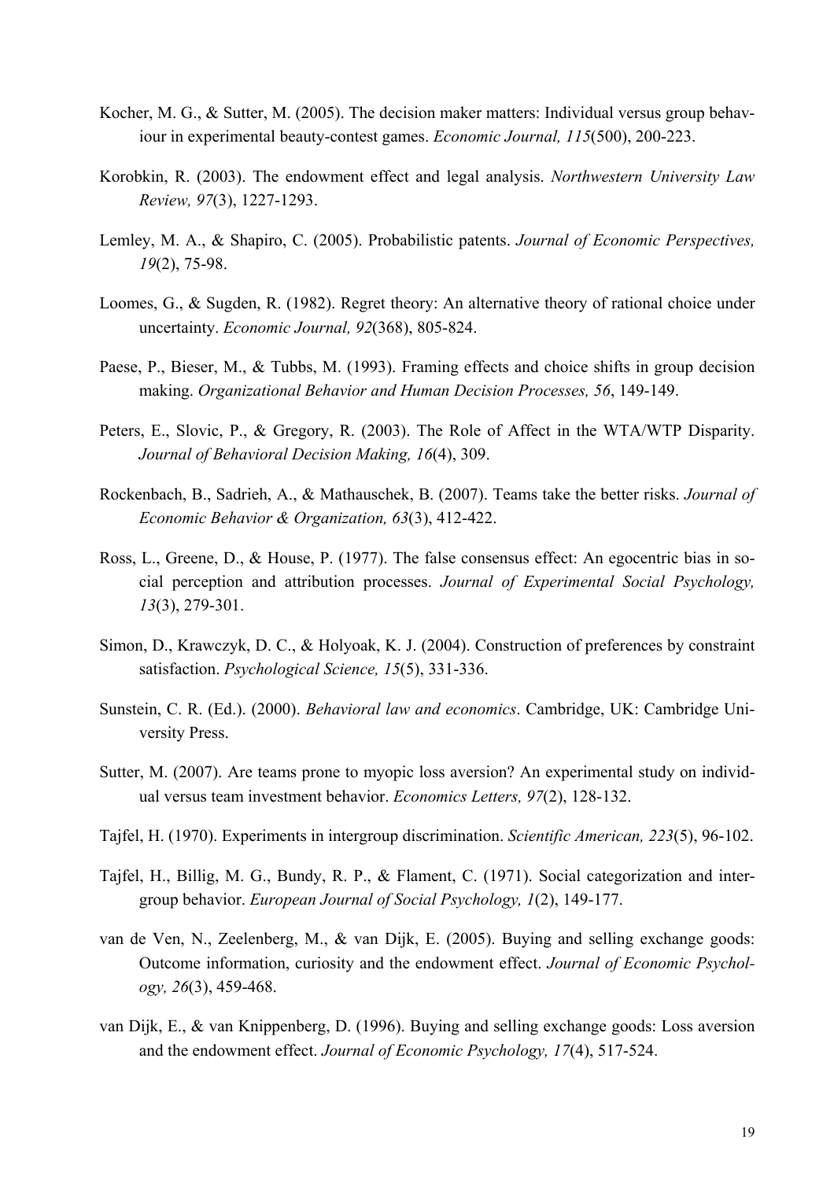Kocher, M. G., & Sutter, M. (2005). The decision maker matters: Individual versus group behaviour in experimental beauty-contest games. *Economic Journal, 115*(500), 200-223.

Korobkin, R. (2003). The endowment effect and legal analysis. *Northwestern University Law Review, 97*(3), 1227-1293.

Lemley, M. A., & Shapiro, C. (2005). Probabilistic patents. *Journal of Economic Perspectives, 19*(2), 75-98.

Loomes, G., & Sugden, R. (1982). Regret theory: An alternative theory of rational choice under uncertainty. *Economic Journal, 92*(368), 805-824.

Paese, P., Bieser, M., & Tubbs, M. (1993). Framing effects and choice shifts in group decision making. *Organizational Behavior and Human Decision Processes, 56*, 149-149.

Peters, E., Slovic, P., & Gregory, R. (2003). The Role of Affect in the WTA/WTP Disparity. *Journal of Behavioral Decision Making, 16*(4), 309.

Rockenbach, B., Sadrieh, A., & Mathauschek, B. (2007). Teams take the better risks. *Journal of Economic Behavior & Organization, 63*(3), 412-422.

Ross, L., Greene, D., & House, P. (1977). The false consensus effect: An egocentric bias in social perception and attribution processes. *Journal of Experimental Social Psychology, 13*(3), 279-301.

Simon, D., Krawczyk, D. C., & Holyoak, K. J. (2004). Construction of preferences by constraint satisfaction. *Psychological Science, 15*(5), 331-336.

Sunstein, C. R. (Ed.). (2000). *Behavioral law and economics*. Cambridge, UK: Cambridge University Press.

Sutter, M. (2007). Are teams prone to myopic loss aversion? An experimental study on individual versus team investment behavior. *Economics Letters, 97*(2), 128-132.

Tajfel, H. (1970). Experiments in intergroup discrimination. *Scientific American, 223*(5), 96-102.

Tajfel, H., Billig, M. G., Bundy, R. P., & Flament, C. (1971). Social categorization and intergroup behavior. *European Journal of Social Psychology, 1*(2), 149-177.

van de Ven, N., Zeelenberg, M., & van Dijk, E. (2005). Buying and selling exchange goods: Outcome information, curiosity and the endowment effect. *Journal of Economic Psychology, 26*(3), 459-468.

van Dijk, E., & van Knippenberg, D. (1996). Buying and selling exchange goods: Loss aversion and the endowment effect. *Journal of Economic Psychology, 17*(4), 517-524.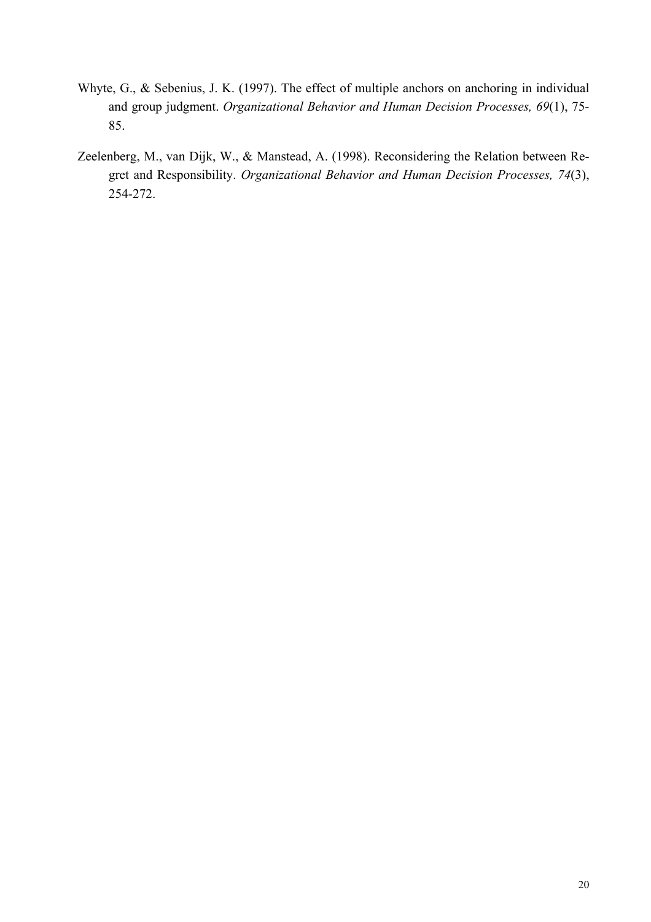Whyte, G., & Sebenius, J. K. (1997). The effect of multiple anchors on anchoring in individual and group judgment. *Organizational Behavior and Human Decision Processes, 69*(1), 75-85.

Zeelenberg, M., van Dijk, W., & Manstead, A. (1998). Reconsidering the Relation between Regret and Responsibility. *Organizational Behavior and Human Decision Processes, 74*(3), 254-272.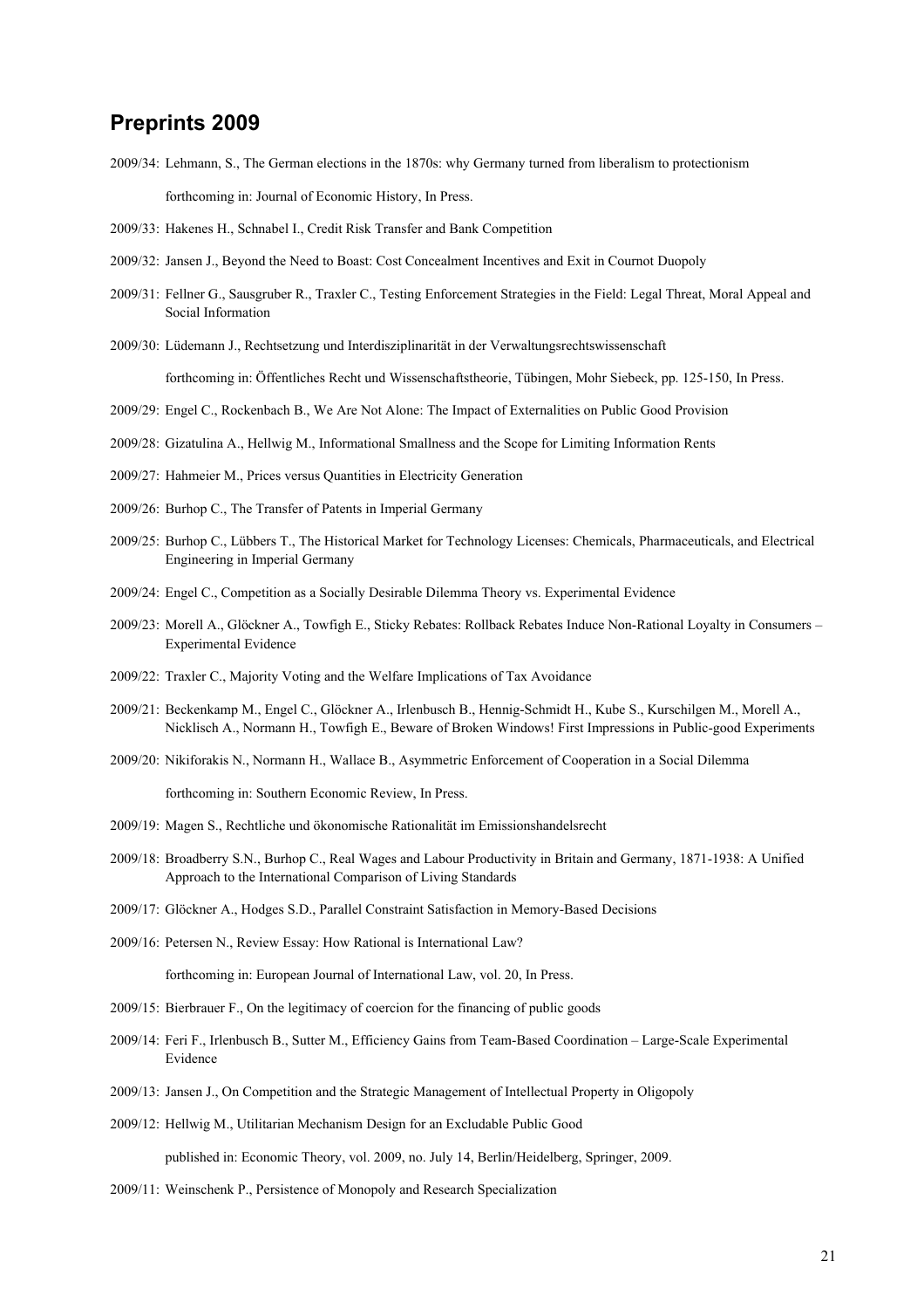## Preprints 2009

2009/34: Lehmann, S., The German elections in the 1870s: why Germany turned from liberalism to protectionism

forthcoming in: Journal of Economic History, In Press.

2009/33: Hakenes H., Schnabel I., Credit Risk Transfer and Bank Competition

2009/32: Jansen J., Beyond the Need to Boast: Cost Concealment Incentives and Exit in Cournot Duopoly

2009/31: Fellner G., Sausgruber R., Traxler C., Testing Enforcement Strategies in the Field: Legal Threat, Moral Appeal and Social Information

2009/30: Lüdemann J., Rechtsetzung und Interdisziplinarität in der Verwaltungsrechtswissenschaft

forthcoming in: Öffentliches Recht und Wissenschaftstheorie, Tübingen, Mohr Siebeck, pp. 125-150, In Press.

2009/29: Engel C., Rockenbach B., We Are Not Alone: The Impact of Externalities on Public Good Provision

2009/28: Gizatulina A., Hellwig M., Informational Smallness and the Scope for Limiting Information Rents

2009/27: Hahmeier M., Prices versus Quantities in Electricity Generation

2009/26: Burhop C., The Transfer of Patents in Imperial Germany

2009/25: Burhop C., Lübbers T., The Historical Market for Technology Licenses: Chemicals, Pharmaceuticals, and Electrical Engineering in Imperial Germany

2009/24: Engel C., Competition as a Socially Desirable Dilemma Theory vs. Experimental Evidence

2009/23: Morell A., Glöckner A., Towfigh E., Sticky Rebates: Rollback Rebates Induce Non-Rational Loyalty in Consumers – Experimental Evidence

2009/22: Traxler C., Majority Voting and the Welfare Implications of Tax Avoidance

2009/21: Beckenkamp M., Engel C., Glöckner A., Irlenbusch B., Hennig-Schmidt H., Kube S., Kurschilgen M., Morell A., Nicklisch A., Normann H., Towfigh E., Beware of Broken Windows! First Impressions in Public-good Experiments

2009/20: Nikiforakis N., Normann H., Wallace B., Asymmetric Enforcement of Cooperation in a Social Dilemma

forthcoming in: Southern Economic Review, In Press.

2009/19: Magen S., Rechtliche und ökonomische Rationalität im Emissionshandelsrecht

2009/18: Broadberry S.N., Burhop C., Real Wages and Labour Productivity in Britain and Germany, 1871-1938: A Unified Approach to the International Comparison of Living Standards

2009/17: Glöckner A., Hodges S.D., Parallel Constraint Satisfaction in Memory-Based Decisions

2009/16: Petersen N., Review Essay: How Rational is International Law?

forthcoming in: European Journal of International Law, vol. 20, In Press.

2009/15: Bierbrauer F., On the legitimacy of coercion for the financing of public goods

2009/14: Feri F., Irlenbusch B., Sutter M., Efficiency Gains from Team-Based Coordination – Large-Scale Experimental Evidence

2009/13: Jansen J., On Competition and the Strategic Management of Intellectual Property in Oligopoly

2009/12: Hellwig M., Utilitarian Mechanism Design for an Excludable Public Good

published in: Economic Theory, vol. 2009, no. July 14, Berlin/Heidelberg, Springer, 2009.

2009/11: Weinschenk P., Persistence of Monopoly and Research Specialization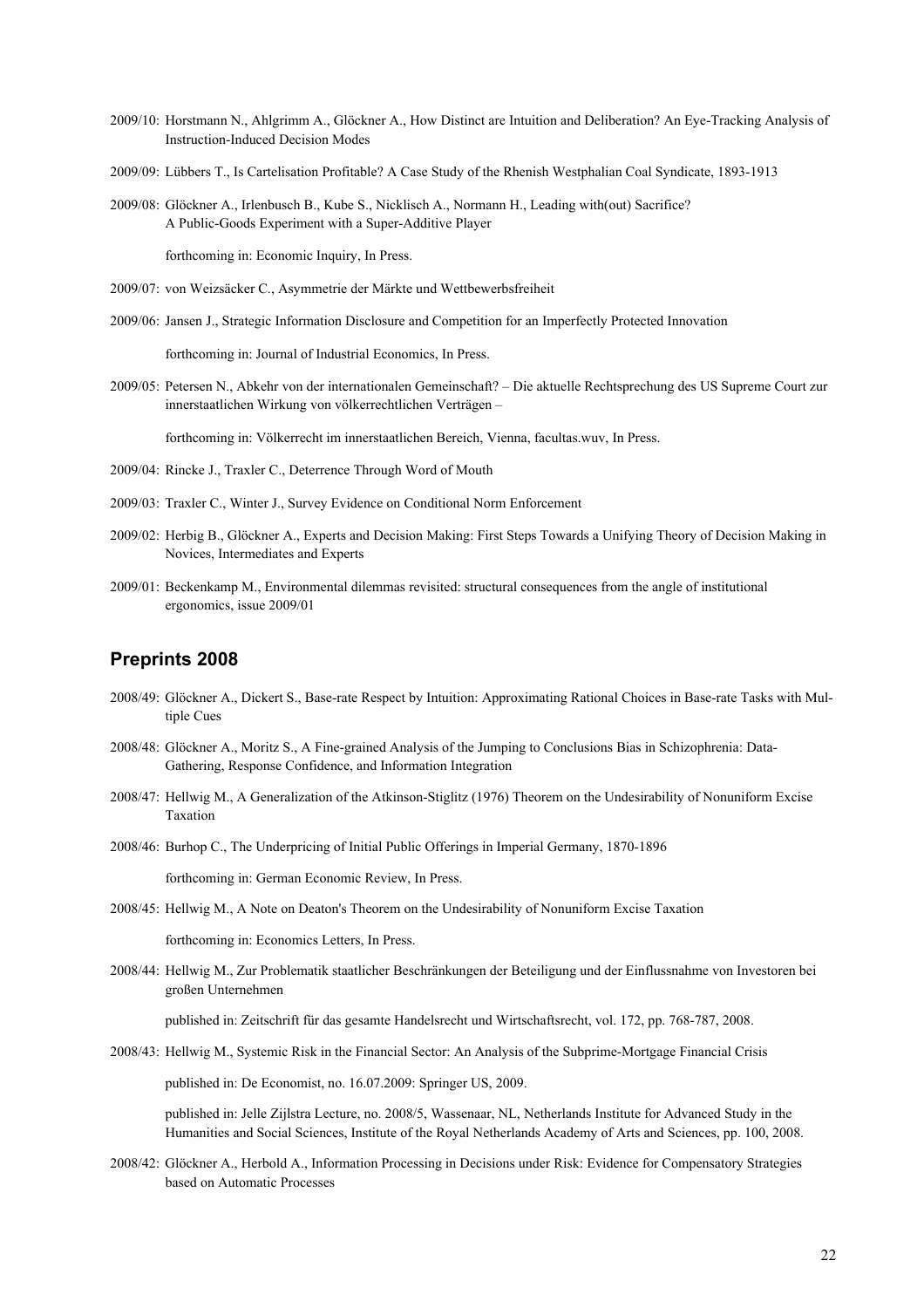2009/10: Horstmann N., Ahlgrimm A., Glöckner A., How Distinct are Intuition and Deliberation? An Eye-Tracking Analysis of Instruction-Induced Decision Modes

2009/09: Lübbers T., Is Cartelisation Profitable? A Case Study of the Rhenish Westphalian Coal Syndicate, 1893-1913

2009/08: Glöckner A., Irlenbusch B., Kube S., Nicklisch A., Normann H., Leading with(out) Sacrifice? A Public-Goods Experiment with a Super-Additive Player

forthcoming in: Economic Inquiry, In Press.

2009/07: von Weizsäcker C., Asymmetrie der Märkte und Wettbewerbsfreiheit

2009/06: Jansen J., Strategic Information Disclosure and Competition for an Imperfectly Protected Innovation

forthcoming in: Journal of Industrial Economics, In Press.

2009/05: Petersen N., Abkehr von der internationalen Gemeinschaft? – Die aktuelle Rechtsprechung des US Supreme Court zur innerstaatlichen Wirkung von völkerrechtlichen Verträgen –

forthcoming in: Völkerrecht im innerstaatlichen Bereich, Vienna, facultas.wuv, In Press.

2009/04: Rincke J., Traxler C., Deterrence Through Word of Mouth

2009/03: Traxler C., Winter J., Survey Evidence on Conditional Norm Enforcement

2009/02: Herbig B., Glöckner A., Experts and Decision Making: First Steps Towards a Unifying Theory of Decision Making in Novices, Intermediates and Experts

2009/01: Beckenkamp M., Environmental dilemmas revisited: structural consequences from the angle of institutional ergonomics, issue 2009/01

## Preprints 2008

2008/49: Glöckner A., Dickert S., Base-rate Respect by Intuition: Approximating Rational Choices in Base-rate Tasks with Multiple Cues

2008/48: Glöckner A., Moritz S., A Fine-grained Analysis of the Jumping to Conclusions Bias in Schizophrenia: Data-Gathering, Response Confidence, and Information Integration

2008/47: Hellwig M., A Generalization of the Atkinson-Stiglitz (1976) Theorem on the Undesirability of Nonuniform Excise Taxation

2008/46: Burhop C., The Underpricing of Initial Public Offerings in Imperial Germany, 1870-1896

forthcoming in: German Economic Review, In Press.

2008/45: Hellwig M., A Note on Deaton's Theorem on the Undesirability of Nonuniform Excise Taxation

forthcoming in: Economics Letters, In Press.

2008/44: Hellwig M., Zur Problematik staatlicher Beschränkungen der Beteiligung und der Einflussnahme von Investoren bei großen Unternehmen

published in: Zeitschrift für das gesamte Handelsrecht und Wirtschaftsrecht, vol. 172, pp. 768-787, 2008.

2008/43: Hellwig M., Systemic Risk in the Financial Sector: An Analysis of the Subprime-Mortgage Financial Crisis

published in: De Economist, no. 16.07.2009: Springer US, 2009.

published in: Jelle Zijlstra Lecture, no. 2008/5, Wassenaar, NL, Netherlands Institute for Advanced Study in the Humanities and Social Sciences, Institute of the Royal Netherlands Academy of Arts and Sciences, pp. 100, 2008.

2008/42: Glöckner A., Herbold A., Information Processing in Decisions under Risk: Evidence for Compensatory Strategies based on Automatic Processes